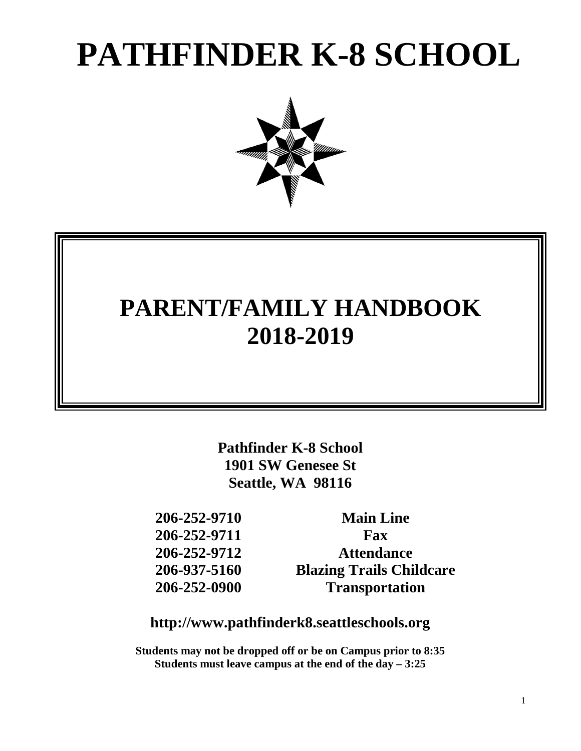# PATHFINDER K-8 SCHOOL

## PARENT/FAMILY HANDBOOK
## 2018-2019

**Pathfinder K-8 School**
**1901 SW Genesee St**
**Seattle, WA 98116**

| | |
|---|---|
| **206-252-9710** | **Main Line** |
| **206-252-9711** | **Fax** |
| **206-252-9712** | **Attendance** |
| **206-937-5160** | **Blazing Trails Childcare** |
| **206-252-0900** | **Transportation** |

**http://www.pathfinderk8.seattleschools.org**

**Students may not be dropped off or be on Campus prior to 8:35**
**Students must leave campus at the end of the day – 3:25**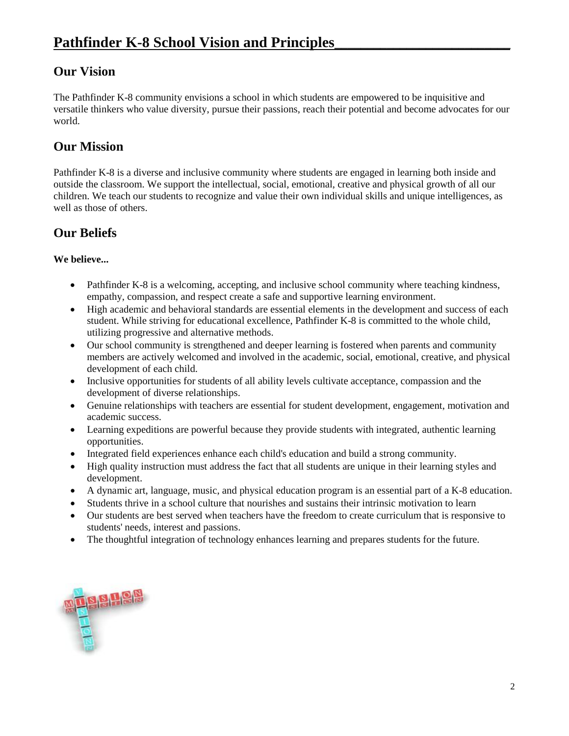# Pathfinder K-8 School Vision and Principles

## Our Vision

The Pathfinder K-8 community envisions a school in which students are empowered to be inquisitive and versatile thinkers who value diversity, pursue their passions, reach their potential and become advocates for our world.

## Our Mission

Pathfinder K-8 is a diverse and inclusive community where students are engaged in learning both inside and outside the classroom. We support the intellectual, social, emotional, creative and physical growth of all our children. We teach our students to recognize and value their own individual skills and unique intelligences, as well as those of others.

## Our Beliefs

**We believe...**

- Pathfinder K-8 is a welcoming, accepting, and inclusive school community where teaching kindness, empathy, compassion, and respect create a safe and supportive learning environment.
- High academic and behavioral standards are essential elements in the development and success of each student. While striving for educational excellence, Pathfinder K-8 is committed to the whole child, utilizing progressive and alternative methods.
- Our school community is strengthened and deeper learning is fostered when parents and community members are actively welcomed and involved in the academic, social, emotional, creative, and physical development of each child.
- Inclusive opportunities for students of all ability levels cultivate acceptance, compassion and the development of diverse relationships.
- Genuine relationships with teachers are essential for student development, engagement, motivation and academic success.
- Learning expeditions are powerful because they provide students with integrated, authentic learning opportunities.
- Integrated field experiences enhance each child's education and build a strong community.
- High quality instruction must address the fact that all students are unique in their learning styles and development.
- A dynamic art, language, music, and physical education program is an essential part of a K-8 education.
- Students thrive in a school culture that nourishes and sustains their intrinsic motivation to learn
- Our students are best served when teachers have the freedom to create curriculum that is responsive to students' needs, interest and passions.
- The thoughtful integration of technology enhances learning and prepares students for the future.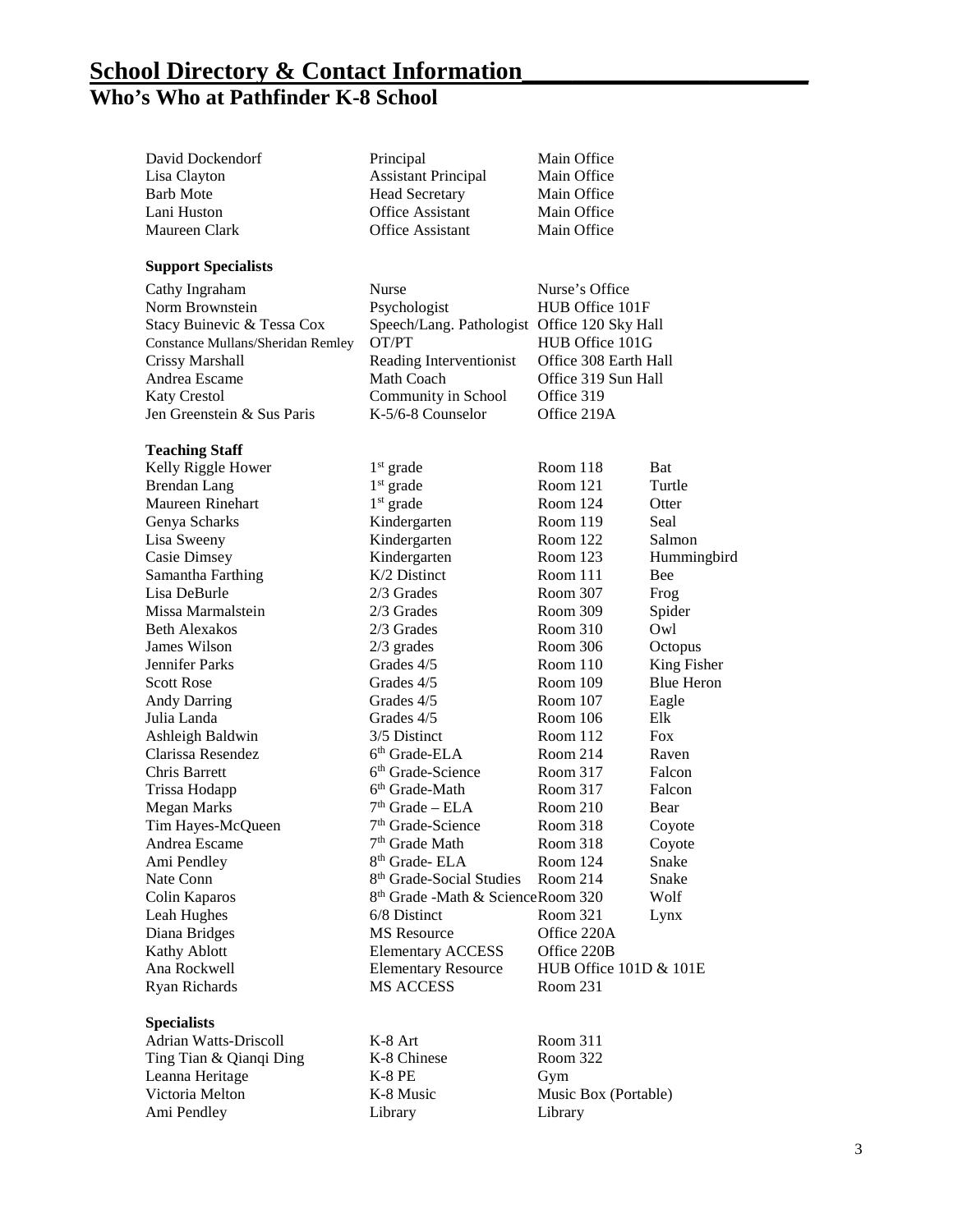## School Directory & Contact Information

## Who's Who at Pathfinder K-8 School

| | | |
|---|---|---|
| David Dockendorf | Principal | Main Office |
| Lisa Clayton | Assistant Principal | Main Office |
| Barb Mote | Head Secretary | Main Office |
| Lani Huston | Office Assistant | Main Office |
| Maureen Clark | Office Assistant | Main Office |

**Support Specialists**

| | | |
|---|---|---|
| Cathy Ingraham | Nurse | Nurse's Office |
| Norm Brownstein | Psychologist | HUB Office 101F |
| Stacy Buinevic & Tessa Cox | Speech/Lang. Pathologist | Office 120 Sky Hall |
| Constance Mullans/Sheridan Remley | OT/PT | HUB Office 101G |
| Crissy Marshall | Reading Interventionist | Office 308 Earth Hall |
| Andrea Escame | Math Coach | Office 319 Sun Hall |
| Katy Crestol | Community in School | Office 319 |
| Jen Greenstein & Sus Paris | K-5/6-8 Counselor | Office 219A |

**Teaching Staff**

| | | | |
|---|---|---|---|
| Kelly Riggle Hower | 1st grade | Room 118 | Bat |
| Brendan Lang | 1st grade | Room 121 | Turtle |
| Maureen Rinehart | 1st grade | Room 124 | Otter |
| Genya Scharks | Kindergarten | Room 119 | Seal |
| Lisa Sweeny | Kindergarten | Room 122 | Salmon |
| Casie Dimsey | Kindergarten | Room 123 | Hummingbird |
| Samantha Farthing | K/2 Distinct | Room 111 | Bee |
| Lisa DeBurle | 2/3 Grades | Room 307 | Frog |
| Missa Marmalstein | 2/3 Grades | Room 309 | Spider |
| Beth Alexakos | 2/3 Grades | Room 310 | Owl |
| James Wilson | 2/3 grades | Room 306 | Octopus |
| Jennifer Parks | Grades 4/5 | Room 110 | King Fisher |
| Scott Rose | Grades 4/5 | Room 109 | Blue Heron |
| Andy Darring | Grades 4/5 | Room 107 | Eagle |
| Julia Landa | Grades 4/5 | Room 106 | Elk |
| Ashleigh Baldwin | 3/5 Distinct | Room 112 | Fox |
| Clarissa Resendez | 6th Grade-ELA | Room 214 | Raven |
| Chris Barrett | 6th Grade-Science | Room 317 | Falcon |
| Trissa Hodapp | 6th Grade-Math | Room 317 | Falcon |
| Megan Marks | 7th Grade – ELA | Room 210 | Bear |
| Tim Hayes-McQueen | 7th Grade-Science | Room 318 | Coyote |
| Andrea Escame | 7th Grade Math | Room 318 | Coyote |
| Ami Pendley | 8th Grade- ELA | Room 124 | Snake |
| Nate Conn | 8th Grade-Social Studies | Room 214 | Snake |
| Colin Kaparos | 8th Grade -Math & Science | Room 320 | Wolf |
| Leah Hughes | 6/8 Distinct | Room 321 | Lynx |
| Diana Bridges | MS Resource | Office 220A | |
| Kathy Ablott | Elementary ACCESS | Office 220B | |
| Ana Rockwell | Elementary Resource | HUB Office 101D & 101E | |
| Ryan Richards | MS ACCESS | Room 231 | |

**Specialists**

| | | |
|---|---|---|
| Adrian Watts-Driscoll | K-8 Art | Room 311 |
| Ting Tian & Qianqi Ding | K-8 Chinese | Room 322 |
| Leanna Heritage | K-8 PE | Gym |
| Victoria Melton | K-8 Music | Music Box (Portable) |
| Ami Pendley | Library | Library |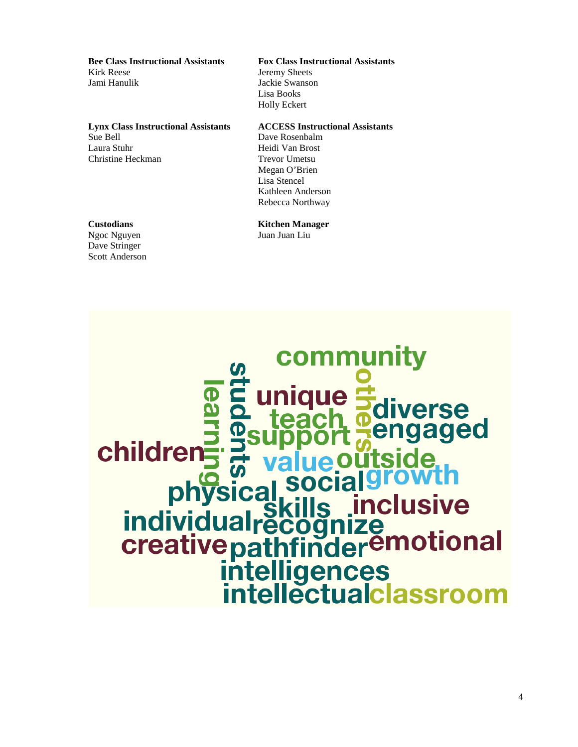**Bee Class Instructional Assistants**
Kirk Reese
Jami Hanulik

**Fox Class Instructional Assistants**
Jeremy Sheets
Jackie Swanson
Lisa Books
Holly Eckert

**Lynx Class Instructional Assistants**
Sue Bell
Laura Stuhr
Christine Heckman

**ACCESS Instructional Assistants**
Dave Rosenbalm
Heidi Van Brost
Trevor Umetsu
Megan O'Brien
Lisa Stencel
Kathleen Anderson
Rebecca Northway

**Custodians**
Ngoc Nguyen
Dave Stringer
Scott Anderson

**Kitchen Manager**
Juan Juan Liu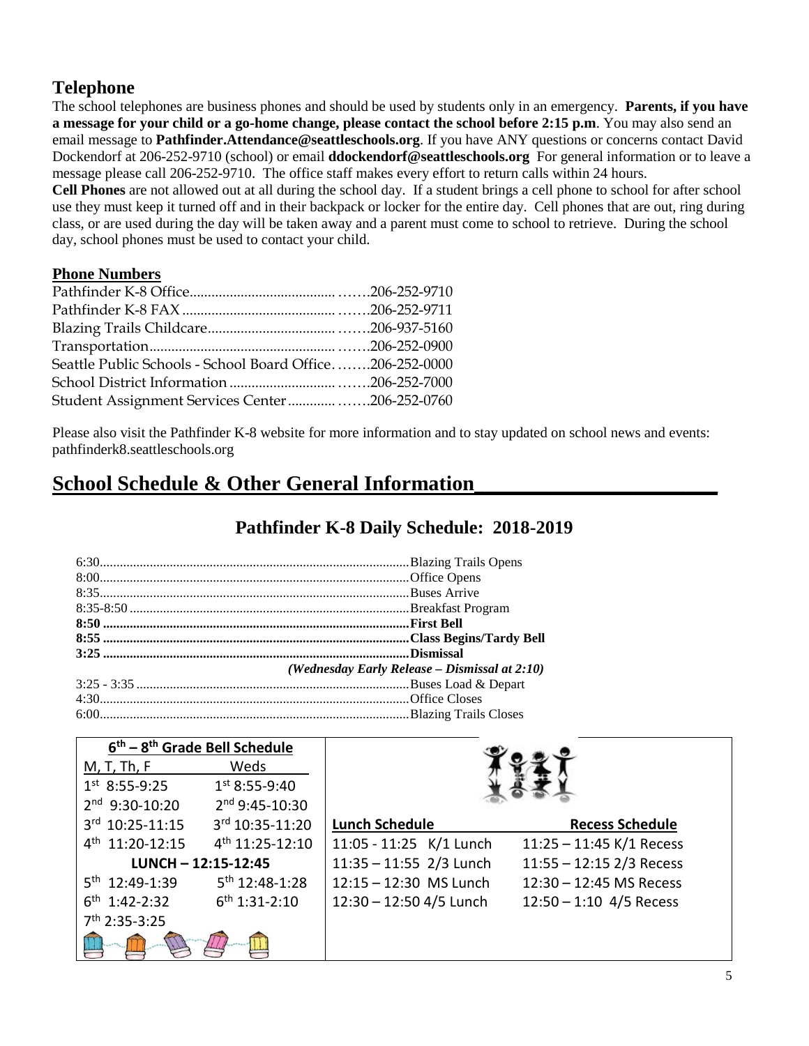## Telephone

The school telephones are business phones and should be used by students only in an emergency. **Parents, if you have a message for your child or a go-home change, please contact the school before 2:15 p.m**. You may also send an email message to **Pathfinder.Attendance@seattleschools.org**. If you have ANY questions or concerns contact David Dockendorf at 206-252-9710 (school) or email **ddockendorf@seattleschools.org** For general information or to leave a message please call 206-252-9710. The office staff makes every effort to return calls within 24 hours.

**Cell Phones** are not allowed out at all during the school day. If a student brings a cell phone to school for after school use they must keep it turned off and in their backpack or locker for the entire day. Cell phones that are out, ring during class, or are used during the day will be taken away and a parent must come to school to retrieve. During the school day, school phones must be used to contact your child.

### Phone Numbers

| | |
|---|---|
| Pathfinder K-8 Office | 206-252-9710 |
| Pathfinder K-8 FAX | 206-252-9711 |
| Blazing Trails Childcare | 206-937-5160 |
| Transportation | 206-252-0900 |
| Seattle Public Schools - School Board Office | 206-252-0000 |
| School District Information | 206-252-7000 |
| Student Assignment Services Center | 206-252-0760 |

Please also visit the Pathfinder K-8 website for more information and to stay updated on school news and events: pathfinderk8.seattleschools.org

# School Schedule & Other General Information

## Pathfinder K-8 Daily Schedule: 2018-2019

| | |
|---|---|
| 6:30 | Blazing Trails Opens |
| 8:00 | Office Opens |
| 8:35 | Buses Arrive |
| 8:35-8:50 | Breakfast Program |
| **8:50** | **First Bell** |
| **8:55** | **Class Begins/Tardy Bell** |
| **3:25** | **Dismissal** |
| | *(Wednesday Early Release – Dismissal at 2:10)* |
| 3:25 - 3:35 | Buses Load & Depart |
| 4:30 | Office Closes |
| 6:00 | Blazing Trails Closes |

**6th – 8th Grade Bell Schedule**

| M, T, Th, F | Weds |
|---|---|
| 1st 8:55-9:25 | 1st 8:55-9:40 |
| 2nd 9:30-10:20 | 2nd 9:45-10:30 |
| 3rd 10:25-11:15 | 3rd 10:35-11:20 |
| 4th 11:20-12:15 | 4th 11:25-12:10 |
| **LUNCH – 12:15-12:45** | |
| 5th 12:49-1:39 | 5th 12:48-1:28 |
| 6th 1:42-2:32 | 6th 1:31-2:10 |
| 7th 2:35-3:25 | |

| Lunch Schedule | Recess Schedule |
|---|---|
| 11:05 - 11:25 K/1 Lunch | 11:25 – 11:45 K/1 Recess |
| 11:35 – 11:55 2/3 Lunch | 11:55 – 12:15 2/3 Recess |
| 12:15 – 12:30 MS Lunch | 12:30 – 12:45 MS Recess |
| 12:30 – 12:50 4/5 Lunch | 12:50 – 1:10 4/5 Recess |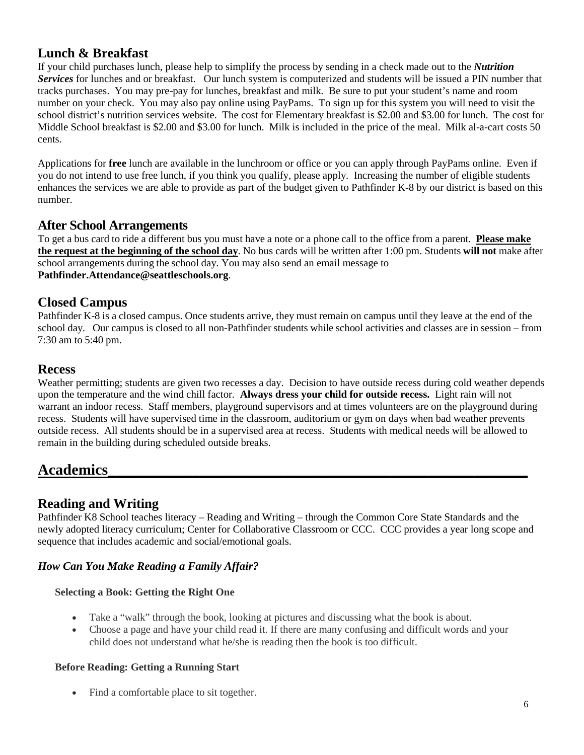## Lunch & Breakfast

If your child purchases lunch, please help to simplify the process by sending in a check made out to the ***Nutrition Services*** for lunches and or breakfast. Our lunch system is computerized and students will be issued a PIN number that tracks purchases. You may pre-pay for lunches, breakfast and milk. Be sure to put your student's name and room number on your check. You may also pay online using PayPams. To sign up for this system you will need to visit the school district's nutrition services website. The cost for Elementary breakfast is $2.00 and $3.00 for lunch. The cost for Middle School breakfast is $2.00 and $3.00 for lunch. Milk is included in the price of the meal. Milk al-a-cart costs 50 cents.

Applications for **free** lunch are available in the lunchroom or office or you can apply through PayPams online. Even if you do not intend to use free lunch, if you think you qualify, please apply. Increasing the number of eligible students enhances the services we are able to provide as part of the budget given to Pathfinder K-8 by our district is based on this number.

## After School Arrangements

To get a bus card to ride a different bus you must have a note or a phone call to the office from a parent. **Please make the request at the beginning of the school day**. No bus cards will be written after 1:00 pm. Students **will not** make after school arrangements during the school day. You may also send an email message to **Pathfinder.Attendance@seattleschools.org**.

## Closed Campus

Pathfinder K-8 is a closed campus. Once students arrive, they must remain on campus until they leave at the end of the school day. Our campus is closed to all non-Pathfinder students while school activities and classes are in session – from 7:30 am to 5:40 pm.

## Recess

Weather permitting; students are given two recesses a day. Decision to have outside recess during cold weather depends upon the temperature and the wind chill factor. **Always dress your child for outside recess.** Light rain will not warrant an indoor recess. Staff members, playground supervisors and at times volunteers are on the playground during recess. Students will have supervised time in the classroom, auditorium or gym on days when bad weather prevents outside recess. All students should be in a supervised area at recess. Students with medical needs will be allowed to remain in the building during scheduled outside breaks.

# Academics

## Reading and Writing

Pathfinder K8 School teaches literacy – Reading and Writing – through the Common Core State Standards and the newly adopted literacy curriculum; Center for Collaborative Classroom or CCC. CCC provides a year long scope and sequence that includes academic and social/emotional goals.

### *How Can You Make Reading a Family Affair?*

**Selecting a Book: Getting the Right One**

- Take a "walk" through the book, looking at pictures and discussing what the book is about.
- Choose a page and have your child read it. If there are many confusing and difficult words and your child does not understand what he/she is reading then the book is too difficult.

**Before Reading: Getting a Running Start**

- Find a comfortable place to sit together.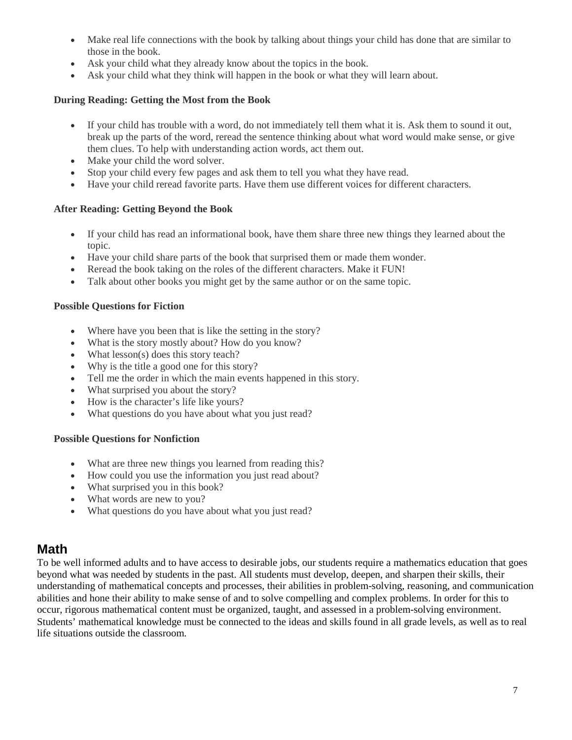- Make real life connections with the book by talking about things your child has done that are similar to those in the book.
- Ask your child what they already know about the topics in the book.
- Ask your child what they think will happen in the book or what they will learn about.

**During Reading: Getting the Most from the Book**

- If your child has trouble with a word, do not immediately tell them what it is. Ask them to sound it out, break up the parts of the word, reread the sentence thinking about what word would make sense, or give them clues. To help with understanding action words, act them out.
- Make your child the word solver.
- Stop your child every few pages and ask them to tell you what they have read.
- Have your child reread favorite parts. Have them use different voices for different characters.

**After Reading: Getting Beyond the Book**

- If your child has read an informational book, have them share three new things they learned about the topic.
- Have your child share parts of the book that surprised them or made them wonder.
- Reread the book taking on the roles of the different characters. Make it FUN!
- Talk about other books you might get by the same author or on the same topic.

**Possible Questions for Fiction**

- Where have you been that is like the setting in the story?
- What is the story mostly about? How do you know?
- What lesson(s) does this story teach?
- Why is the title a good one for this story?
- Tell me the order in which the main events happened in this story.
- What surprised you about the story?
- How is the character's life like yours?
- What questions do you have about what you just read?

**Possible Questions for Nonfiction**

- What are three new things you learned from reading this?
- How could you use the information you just read about?
- What surprised you in this book?
- What words are new to you?
- What questions do you have about what you just read?

## Math

To be well informed adults and to have access to desirable jobs, our students require a mathematics education that goes beyond what was needed by students in the past. All students must develop, deepen, and sharpen their skills, their understanding of mathematical concepts and processes, their abilities in problem-solving, reasoning, and communication abilities and hone their ability to make sense of and to solve compelling and complex problems. In order for this to occur, rigorous mathematical content must be organized, taught, and assessed in a problem-solving environment. Students' mathematical knowledge must be connected to the ideas and skills found in all grade levels, as well as to real life situations outside the classroom.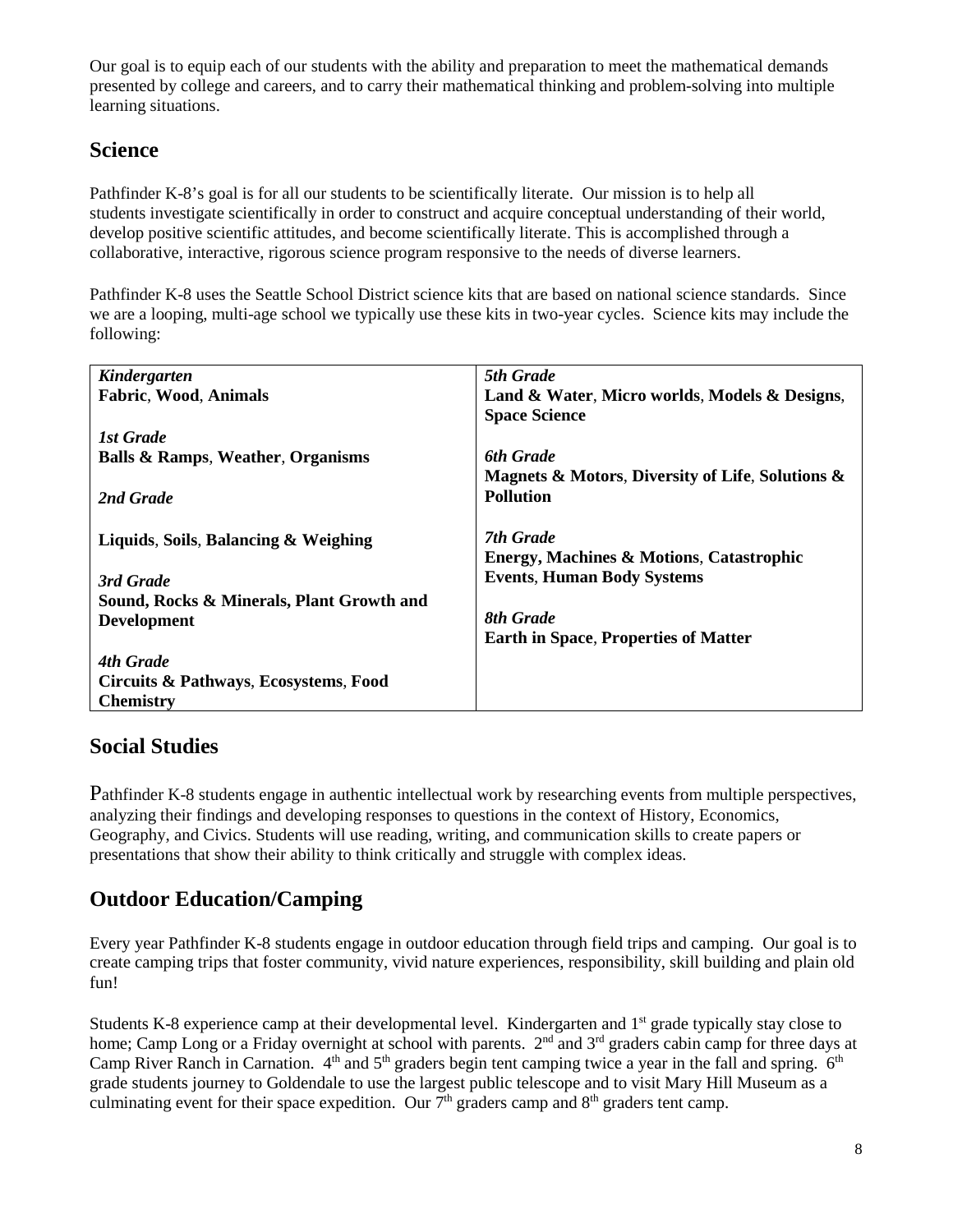Our goal is to equip each of our students with the ability and preparation to meet the mathematical demands presented by college and careers, and to carry their mathematical thinking and problem-solving into multiple learning situations.

## Science

Pathfinder K-8's goal is for all our students to be scientifically literate. Our mission is to help all students investigate scientifically in order to construct and acquire conceptual understanding of their world, develop positive scientific attitudes, and become scientifically literate. This is accomplished through a collaborative, interactive, rigorous science program responsive to the needs of diverse learners.

Pathfinder K-8 uses the Seattle School District science kits that are based on national science standards. Since we are a looping, multi-age school we typically use these kits in two-year cycles. Science kits may include the following:

| | |
|---|---|
| ***Kindergarten***<br>**Fabric**, **Wood**, **Animals**<br><br>***1st Grade***<br>**Balls & Ramps**, **Weather**, **Organisms**<br><br>***2nd Grade***<br><br>**Liquids**, **Soils**, **Balancing & Weighing**<br><br>***3rd Grade***<br>**Sound, Rocks & Minerals, Plant Growth and Development**<br><br>***4th Grade***<br>**Circuits & Pathways**, **Ecosystems**, **Food Chemistry** | ***5th Grade***<br>**Land & Water**, **Micro worlds**, **Models & Designs**, **Space Science**<br><br>***6th Grade***<br>**Magnets & Motors**, **Diversity of Life**, **Solutions & Pollution**<br><br>***7th Grade***<br>**Energy, Machines & Motions**, **Catastrophic Events**, **Human Body Systems**<br><br>***8th Grade***<br>**Earth in Space**, **Properties of Matter** |

## Social Studies

Pathfinder K-8 students engage in authentic intellectual work by researching events from multiple perspectives, analyzing their findings and developing responses to questions in the context of History, Economics, Geography, and Civics. Students will use reading, writing, and communication skills to create papers or presentations that show their ability to think critically and struggle with complex ideas.

## Outdoor Education/Camping

Every year Pathfinder K-8 students engage in outdoor education through field trips and camping. Our goal is to create camping trips that foster community, vivid nature experiences, responsibility, skill building and plain old fun!

Students K-8 experience camp at their developmental level. Kindergarten and 1st grade typically stay close to home; Camp Long or a Friday overnight at school with parents. 2nd and 3rd graders cabin camp for three days at Camp River Ranch in Carnation. 4th and 5th graders begin tent camping twice a year in the fall and spring. 6th grade students journey to Goldendale to use the largest public telescope and to visit Mary Hill Museum as a culminating event for their space expedition. Our 7th graders camp and 8th graders tent camp.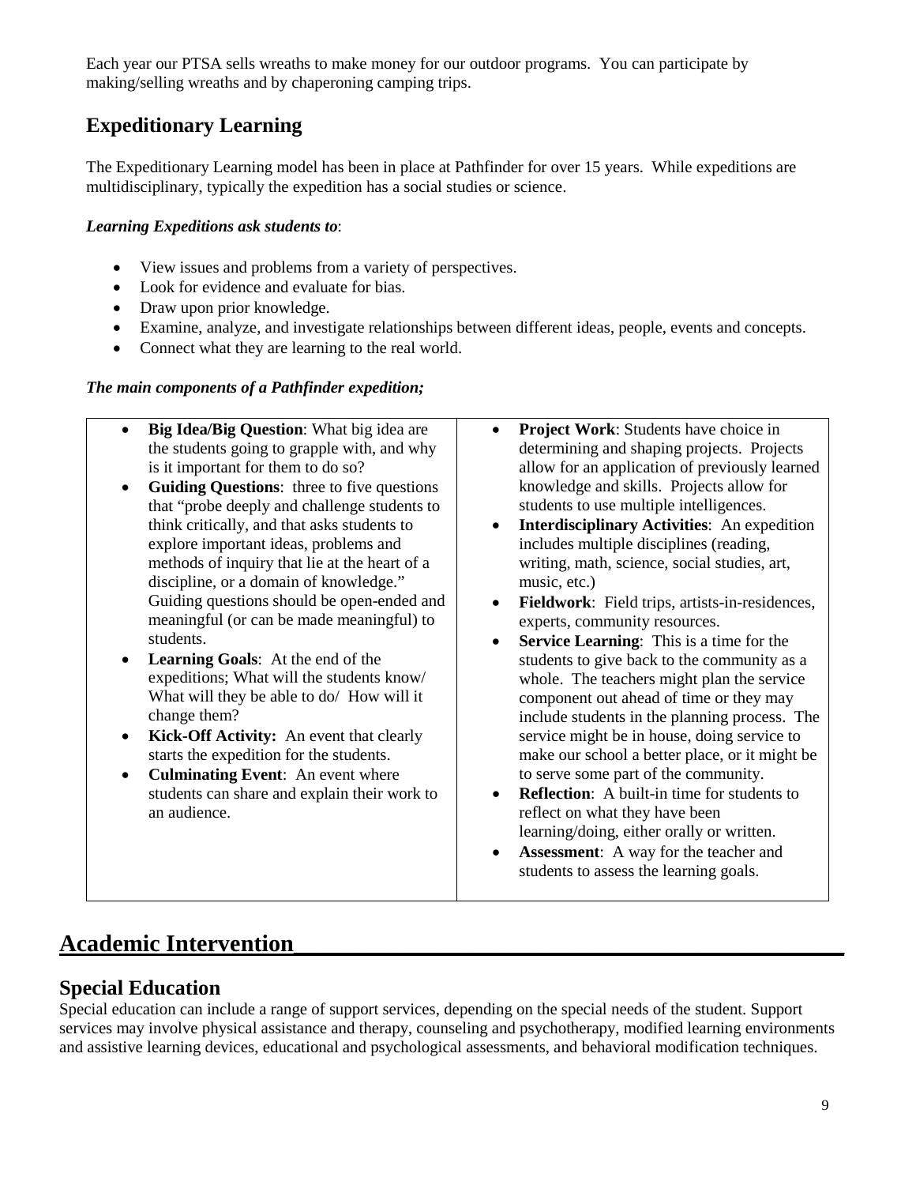Each year our PTSA sells wreaths to make money for our outdoor programs. You can participate by making/selling wreaths and by chaperoning camping trips.

## Expeditionary Learning

The Expeditionary Learning model has been in place at Pathfinder for over 15 years. While expeditions are multidisciplinary, typically the expedition has a social studies or science.

***Learning Expeditions ask students to***:

- View issues and problems from a variety of perspectives.
- Look for evidence and evaluate for bias.
- Draw upon prior knowledge.
- Examine, analyze, and investigate relationships between different ideas, people, events and concepts.
- Connect what they are learning to the real world.

***The main components of a Pathfinder expedition;***

- **Big Idea/Big Question**: What big idea are the students going to grapple with, and why is it important for them to do so?
- **Guiding Questions**: three to five questions that "probe deeply and challenge students to think critically, and that asks students to explore important ideas, problems and methods of inquiry that lie at the heart of a discipline, or a domain of knowledge." Guiding questions should be open-ended and meaningful (or can be made meaningful) to students.
- **Learning Goals**: At the end of the expeditions; What will the students know/ What will they be able to do/ How will it change them?
- **Kick-Off Activity:** An event that clearly starts the expedition for the students.
- **Culminating Event**: An event where students can share and explain their work to an audience.
- **Project Work**: Students have choice in determining and shaping projects. Projects allow for an application of previously learned knowledge and skills. Projects allow for students to use multiple intelligences.
- **Interdisciplinary Activities**: An expedition includes multiple disciplines (reading, writing, math, science, social studies, art, music, etc.)
- **Fieldwork**: Field trips, artists-in-residences, experts, community resources.
- **Service Learning**: This is a time for the students to give back to the community as a whole. The teachers might plan the service component out ahead of time or they may include students in the planning process. The service might be in house, doing service to make our school a better place, or it might be to serve some part of the community.
- **Reflection**: A built-in time for students to reflect on what they have been learning/doing, either orally or written.
- **Assessment**: A way for the teacher and students to assess the learning goals.

# Academic Intervention

## Special Education

Special education can include a range of support services, depending on the special needs of the student. Support services may involve physical assistance and therapy, counseling and psychotherapy, modified learning environments and assistive learning devices, educational and psychological assessments, and behavioral modification techniques.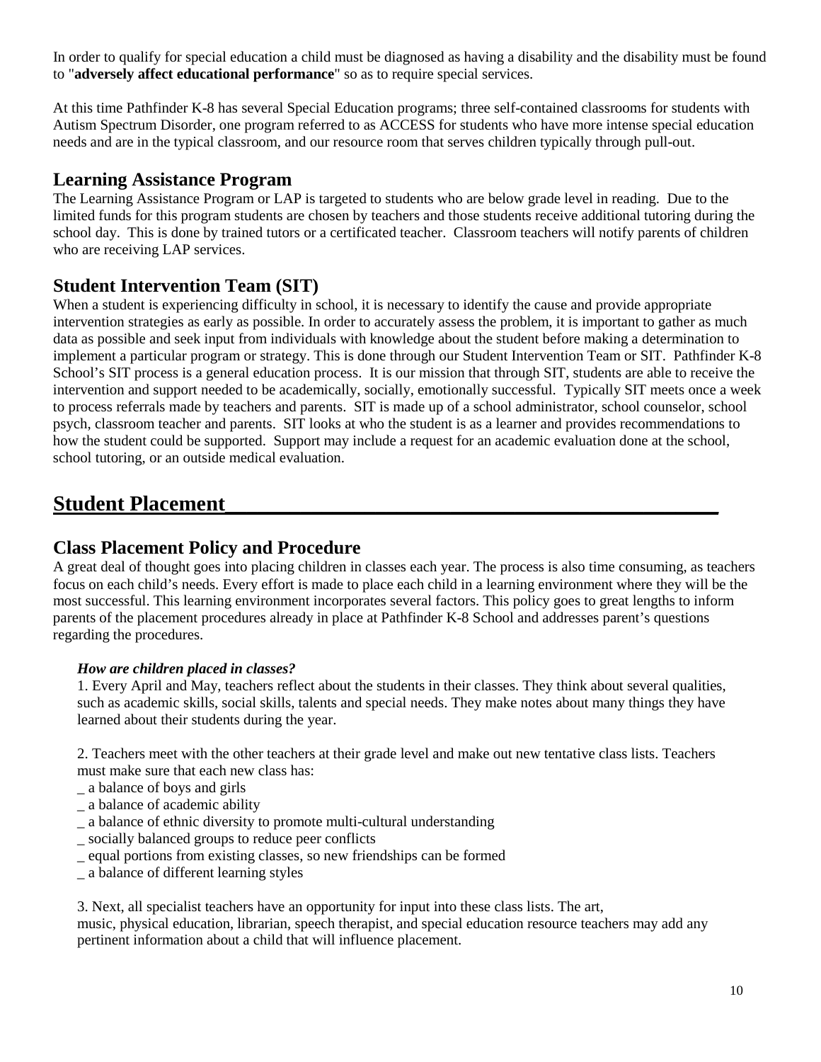In order to qualify for special education a child must be diagnosed as having a disability and the disability must be found to "**adversely affect educational performance**" so as to require special services.

At this time Pathfinder K-8 has several Special Education programs; three self-contained classrooms for students with Autism Spectrum Disorder, one program referred to as ACCESS for students who have more intense special education needs and are in the typical classroom, and our resource room that serves children typically through pull-out.

## Learning Assistance Program

The Learning Assistance Program or LAP is targeted to students who are below grade level in reading. Due to the limited funds for this program students are chosen by teachers and those students receive additional tutoring during the school day. This is done by trained tutors or a certificated teacher. Classroom teachers will notify parents of children who are receiving LAP services.

## Student Intervention Team (SIT)

When a student is experiencing difficulty in school, it is necessary to identify the cause and provide appropriate intervention strategies as early as possible. In order to accurately assess the problem, it is important to gather as much data as possible and seek input from individuals with knowledge about the student before making a determination to implement a particular program or strategy. This is done through our Student Intervention Team or SIT. Pathfinder K-8 School's SIT process is a general education process. It is our mission that through SIT, students are able to receive the intervention and support needed to be academically, socially, emotionally successful. Typically SIT meets once a week to process referrals made by teachers and parents. SIT is made up of a school administrator, school counselor, school psych, classroom teacher and parents. SIT looks at who the student is as a learner and provides recommendations to how the student could be supported. Support may include a request for an academic evaluation done at the school, school tutoring, or an outside medical evaluation.

# Student Placement

## Class Placement Policy and Procedure

A great deal of thought goes into placing children in classes each year. The process is also time consuming, as teachers focus on each child's needs. Every effort is made to place each child in a learning environment where they will be the most successful. This learning environment incorporates several factors. This policy goes to great lengths to inform parents of the placement procedures already in place at Pathfinder K-8 School and addresses parent's questions regarding the procedures.

***How are children placed in classes?***

1. Every April and May, teachers reflect about the students in their classes. They think about several qualities, such as academic skills, social skills, talents and special needs. They make notes about many things they have learned about their students during the year.

2. Teachers meet with the other teachers at their grade level and make out new tentative class lists. Teachers must make sure that each new class has:

- a balance of boys and girls
- a balance of academic ability
- a balance of ethnic diversity to promote multi-cultural understanding
- socially balanced groups to reduce peer conflicts
- equal portions from existing classes, so new friendships can be formed
- a balance of different learning styles

3. Next, all specialist teachers have an opportunity for input into these class lists. The art, music, physical education, librarian, speech therapist, and special education resource teachers may add any pertinent information about a child that will influence placement.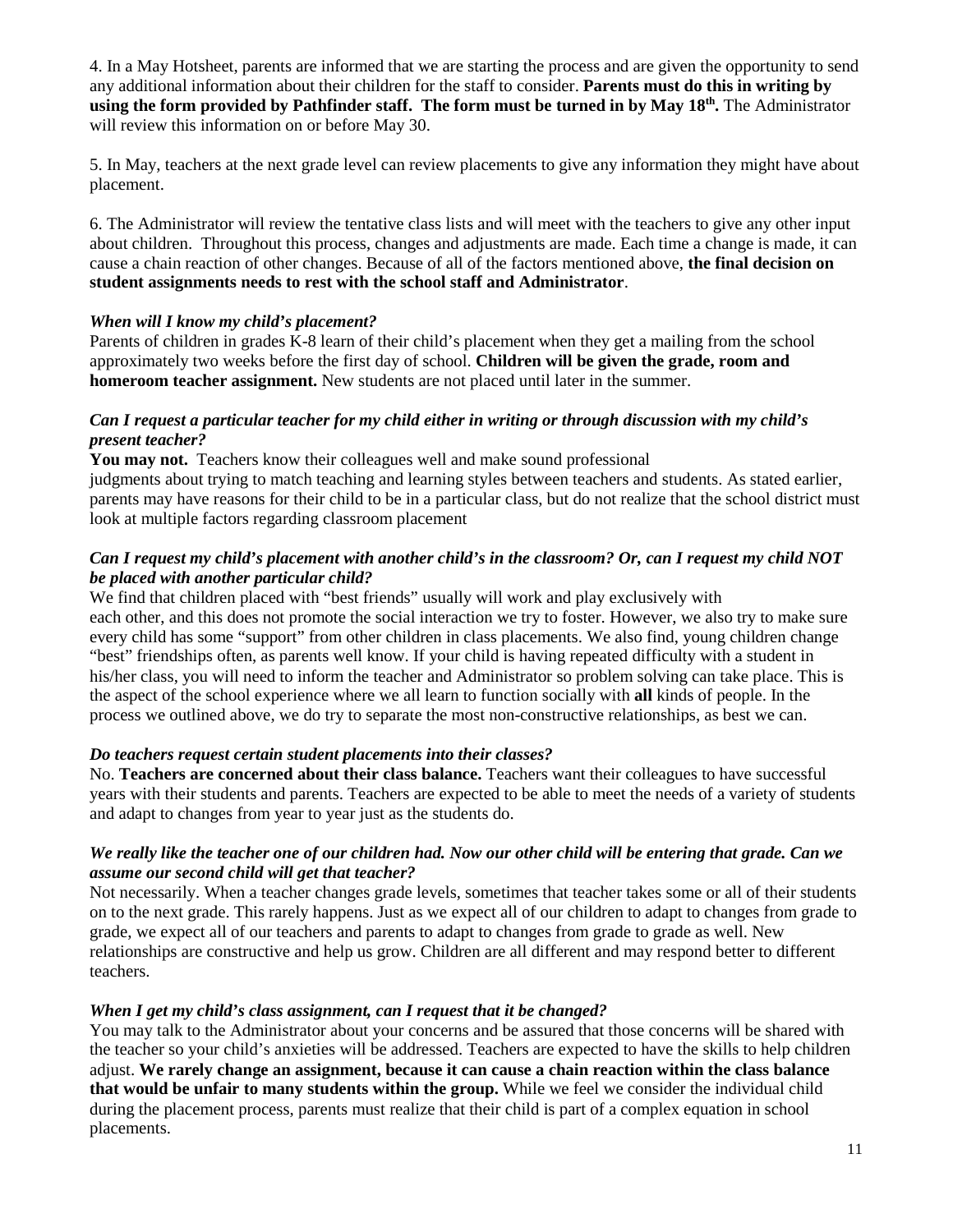4. In a May Hotsheet, parents are informed that we are starting the process and are given the opportunity to send any additional information about their children for the staff to consider. **Parents must do this in writing by using the form provided by Pathfinder staff. The form must be turned in by May 18th.** The Administrator will review this information on or before May 30.

5. In May, teachers at the next grade level can review placements to give any information they might have about placement.

6. The Administrator will review the tentative class lists and will meet with the teachers to give any other input about children. Throughout this process, changes and adjustments are made. Each time a change is made, it can cause a chain reaction of other changes. Because of all of the factors mentioned above, **the final decision on student assignments needs to rest with the school staff and Administrator**.

***When will I know my child's placement?***

Parents of children in grades K-8 learn of their child's placement when they get a mailing from the school approximately two weeks before the first day of school. **Children will be given the grade, room and homeroom teacher assignment.** New students are not placed until later in the summer.

***Can I request a particular teacher for my child either in writing or through discussion with my child's present teacher?***

**You may not.** Teachers know their colleagues well and make sound professional judgments about trying to match teaching and learning styles between teachers and students. As stated earlier, parents may have reasons for their child to be in a particular class, but do not realize that the school district must look at multiple factors regarding classroom placement

***Can I request my child's placement with another child's in the classroom? Or, can I request my child NOT be placed with another particular child?***

We find that children placed with "best friends" usually will work and play exclusively with each other, and this does not promote the social interaction we try to foster. However, we also try to make sure every child has some "support" from other children in class placements. We also find, young children change "best" friendships often, as parents well know. If your child is having repeated difficulty with a student in his/her class, you will need to inform the teacher and Administrator so problem solving can take place. This is the aspect of the school experience where we all learn to function socially with **all** kinds of people. In the process we outlined above, we do try to separate the most non-constructive relationships, as best we can.

***Do teachers request certain student placements into their classes?***

No. **Teachers are concerned about their class balance.** Teachers want their colleagues to have successful years with their students and parents. Teachers are expected to be able to meet the needs of a variety of students and adapt to changes from year to year just as the students do.

***We really like the teacher one of our children had. Now our other child will be entering that grade. Can we assume our second child will get that teacher?***

Not necessarily. When a teacher changes grade levels, sometimes that teacher takes some or all of their students on to the next grade. This rarely happens. Just as we expect all of our children to adapt to changes from grade to grade, we expect all of our teachers and parents to adapt to changes from grade to grade as well. New relationships are constructive and help us grow. Children are all different and may respond better to different teachers.

***When I get my child's class assignment, can I request that it be changed?***

You may talk to the Administrator about your concerns and be assured that those concerns will be shared with the teacher so your child's anxieties will be addressed. Teachers are expected to have the skills to help children adjust. **We rarely change an assignment, because it can cause a chain reaction within the class balance that would be unfair to many students within the group.** While we feel we consider the individual child during the placement process, parents must realize that their child is part of a complex equation in school placements.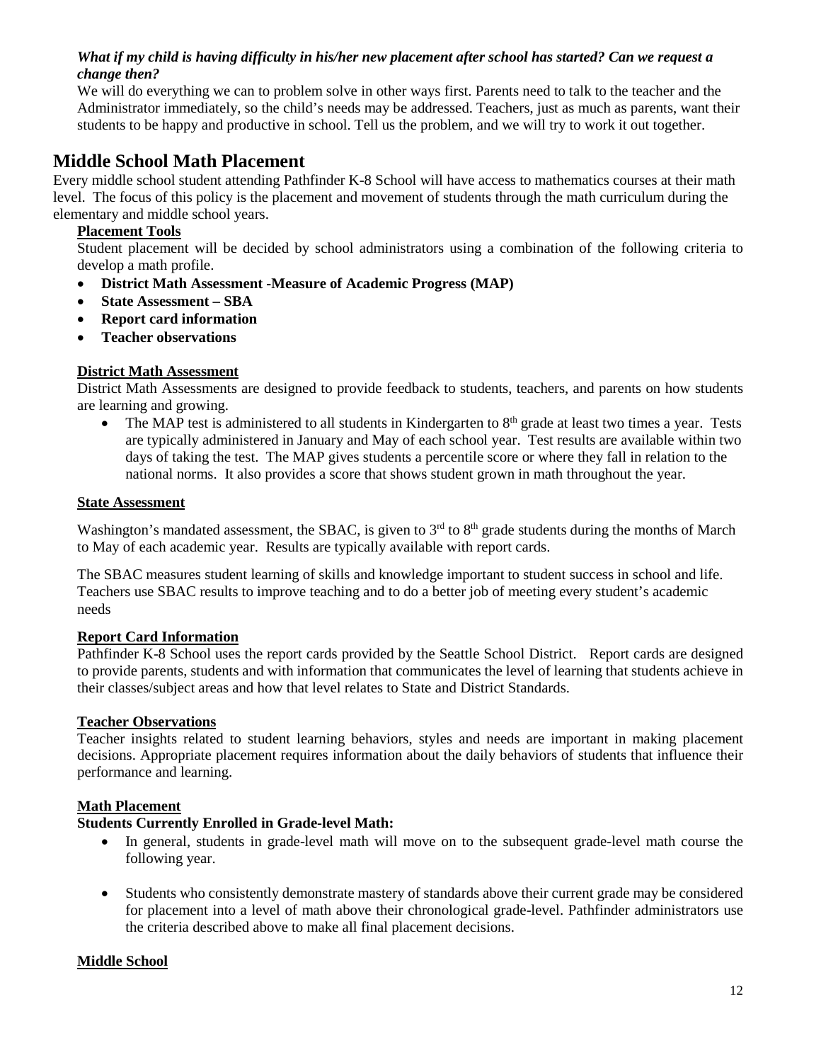***What if my child is having difficulty in his/her new placement after school has started? Can we request a change then?***

We will do everything we can to problem solve in other ways first. Parents need to talk to the teacher and the Administrator immediately, so the child's needs may be addressed. Teachers, just as much as parents, want their students to be happy and productive in school. Tell us the problem, and we will try to work it out together.

## Middle School Math Placement

Every middle school student attending Pathfinder K-8 School will have access to mathematics courses at their math level. The focus of this policy is the placement and movement of students through the math curriculum during the elementary and middle school years.

**Placement Tools**

Student placement will be decided by school administrators using a combination of the following criteria to develop a math profile.

- **District Math Assessment -Measure of Academic Progress (MAP)**
- **State Assessment – SBA**
- **Report card information**
- **Teacher observations**

**District Math Assessment**

District Math Assessments are designed to provide feedback to students, teachers, and parents on how students are learning and growing.

- The MAP test is administered to all students in Kindergarten to 8th grade at least two times a year. Tests are typically administered in January and May of each school year. Test results are available within two days of taking the test. The MAP gives students a percentile score or where they fall in relation to the national norms. It also provides a score that shows student grown in math throughout the year.

**State Assessment**

Washington's mandated assessment, the SBAC, is given to 3rd to 8th grade students during the months of March to May of each academic year. Results are typically available with report cards.

The SBAC measures student learning of skills and knowledge important to student success in school and life. Teachers use SBAC results to improve teaching and to do a better job of meeting every student's academic needs

**Report Card Information**

Pathfinder K-8 School uses the report cards provided by the Seattle School District. Report cards are designed to provide parents, students and with information that communicates the level of learning that students achieve in their classes/subject areas and how that level relates to State and District Standards.

**Teacher Observations**

Teacher insights related to student learning behaviors, styles and needs are important in making placement decisions. Appropriate placement requires information about the daily behaviors of students that influence their performance and learning.

**Math Placement**

**Students Currently Enrolled in Grade-level Math:**

- In general, students in grade-level math will move on to the subsequent grade-level math course the following year.
- Students who consistently demonstrate mastery of standards above their current grade may be considered for placement into a level of math above their chronological grade-level. Pathfinder administrators use the criteria described above to make all final placement decisions.

**Middle School**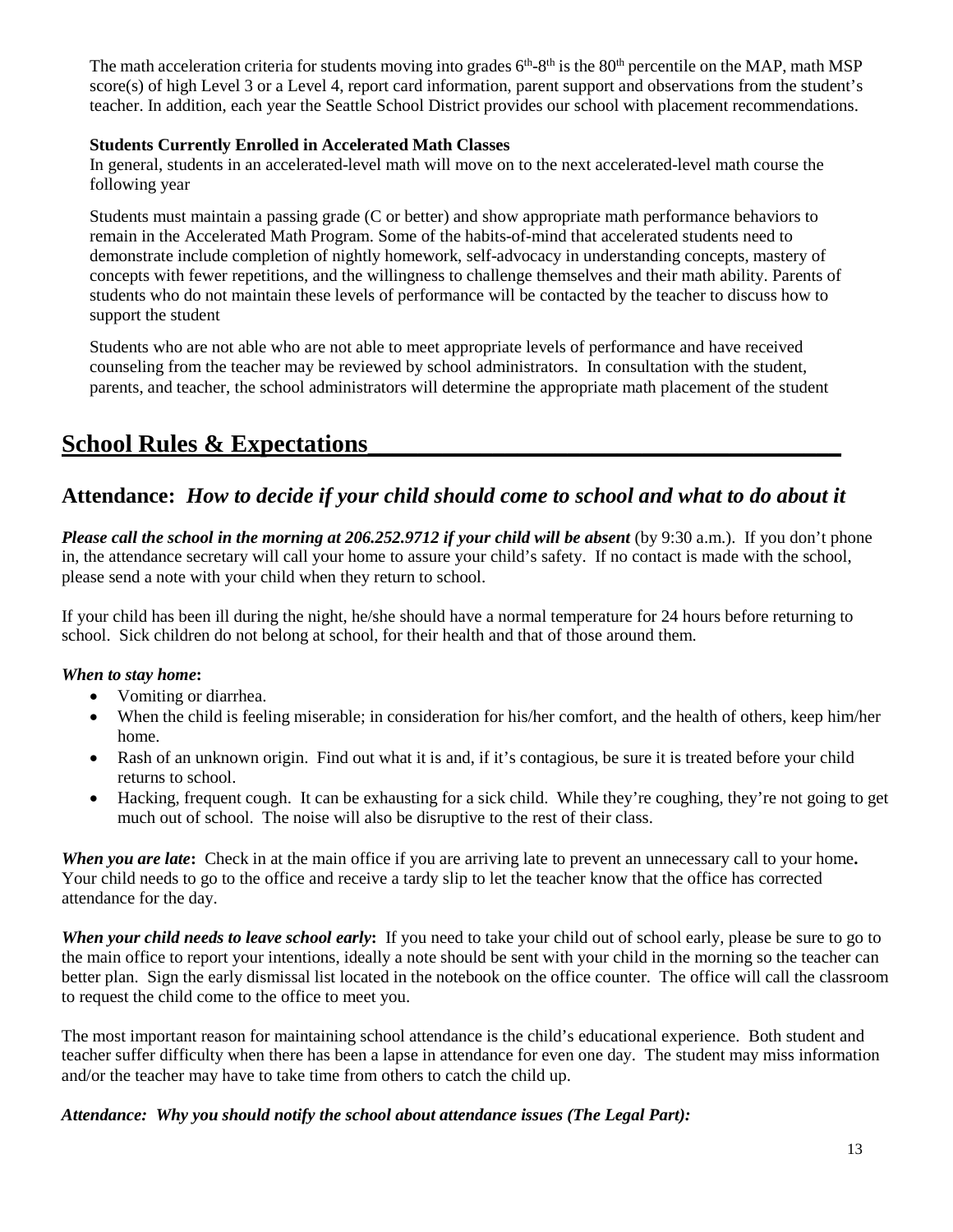The math acceleration criteria for students moving into grades 6th-8th is the 80th percentile on the MAP, math MSP score(s) of high Level 3 or a Level 4, report card information, parent support and observations from the student's teacher. In addition, each year the Seattle School District provides our school with placement recommendations.

**Students Currently Enrolled in Accelerated Math Classes**

In general, students in an accelerated-level math will move on to the next accelerated-level math course the following year

Students must maintain a passing grade (C or better) and show appropriate math performance behaviors to remain in the Accelerated Math Program. Some of the habits-of-mind that accelerated students need to demonstrate include completion of nightly homework, self-advocacy in understanding concepts, mastery of concepts with fewer repetitions, and the willingness to challenge themselves and their math ability. Parents of students who do not maintain these levels of performance will be contacted by the teacher to discuss how to support the student

Students who are not able who are not able to meet appropriate levels of performance and have received counseling from the teacher may be reviewed by school administrators. In consultation with the student, parents, and teacher, the school administrators will determine the appropriate math placement of the student

# School Rules & Expectations

## Attendance: *How to decide if your child should come to school and what to do about it*

***Please call the school in the morning at 206.252.9712 if your child will be absent*** (by 9:30 a.m.). If you don't phone in, the attendance secretary will call your home to assure your child's safety. If no contact is made with the school, please send a note with your child when they return to school.

If your child has been ill during the night, he/she should have a normal temperature for 24 hours before returning to school. Sick children do not belong at school, for their health and that of those around them.

***When to stay home*:**

- Vomiting or diarrhea.
- When the child is feeling miserable; in consideration for his/her comfort, and the health of others, keep him/her home.
- Rash of an unknown origin. Find out what it is and, if it's contagious, be sure it is treated before your child returns to school.
- Hacking, frequent cough. It can be exhausting for a sick child. While they're coughing, they're not going to get much out of school. The noise will also be disruptive to the rest of their class.

***When you are late*:** Check in at the main office if you are arriving late to prevent an unnecessary call to your home**.** Your child needs to go to the office and receive a tardy slip to let the teacher know that the office has corrected attendance for the day.

***When your child needs to leave school early*:** If you need to take your child out of school early, please be sure to go to the main office to report your intentions, ideally a note should be sent with your child in the morning so the teacher can better plan. Sign the early dismissal list located in the notebook on the office counter. The office will call the classroom to request the child come to the office to meet you.

The most important reason for maintaining school attendance is the child's educational experience. Both student and teacher suffer difficulty when there has been a lapse in attendance for even one day. The student may miss information and/or the teacher may have to take time from others to catch the child up.

***Attendance: Why you should notify the school about attendance issues (The Legal Part):***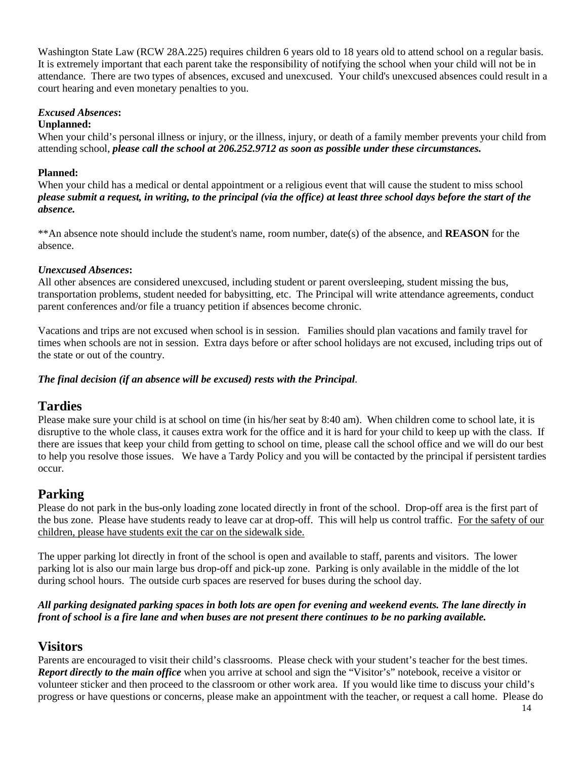Washington State Law (RCW 28A.225) requires children 6 years old to 18 years old to attend school on a regular basis. It is extremely important that each parent take the responsibility of notifying the school when your child will not be in attendance. There are two types of absences, excused and unexcused. Your child's unexcused absences could result in a court hearing and even monetary penalties to you.

***Excused Absences*:**

**Unplanned:**

When your child's personal illness or injury, or the illness, injury, or death of a family member prevents your child from attending school, ***please call the school at 206.252.9712 as soon as possible under these circumstances.***

**Planned:**

When your child has a medical or dental appointment or a religious event that will cause the student to miss school ***please submit a request, in writing, to the principal (via the office) at least three school days before the start of the absence.***

**An absence note should include the student's name, room number, date(s) of the absence, and **REASON** for the absence.

***Unexcused Absences*:**

All other absences are considered unexcused, including student or parent oversleeping, student missing the bus, transportation problems, student needed for babysitting, etc. The Principal will write attendance agreements, conduct parent conferences and/or file a truancy petition if absences become chronic.

Vacations and trips are not excused when school is in session. Families should plan vacations and family travel for times when schools are not in session. Extra days before or after school holidays are not excused, including trips out of the state or out of the country.

***The final decision (if an absence will be excused) rests with the Principal*.**

## Tardies

Please make sure your child is at school on time (in his/her seat by 8:40 am). When children come to school late, it is disruptive to the whole class, it causes extra work for the office and it is hard for your child to keep up with the class. If there are issues that keep your child from getting to school on time, please call the school office and we will do our best to help you resolve those issues. We have a Tardy Policy and you will be contacted by the principal if persistent tardies occur.

## Parking

Please do not park in the bus-only loading zone located directly in front of the school. Drop-off area is the first part of the bus zone. Please have students ready to leave car at drop-off. This will help us control traffic. <u>For the safety of our children, please have students exit the car on the sidewalk side.</u>

The upper parking lot directly in front of the school is open and available to staff, parents and visitors. The lower parking lot is also our main large bus drop-off and pick-up zone. Parking is only available in the middle of the lot during school hours. The outside curb spaces are reserved for buses during the school day.

***All parking designated parking spaces in both lots are open for evening and weekend events. The lane directly in front of school is a fire lane and when buses are not present there continues to be no parking available.***

## Visitors

Parents are encouraged to visit their child's classrooms. Please check with your student's teacher for the best times. ***Report directly to the main office*** when you arrive at school and sign the "Visitor's" notebook, receive a visitor or volunteer sticker and then proceed to the classroom or other work area. If you would like time to discuss your child's progress or have questions or concerns, please make an appointment with the teacher, or request a call home. Please do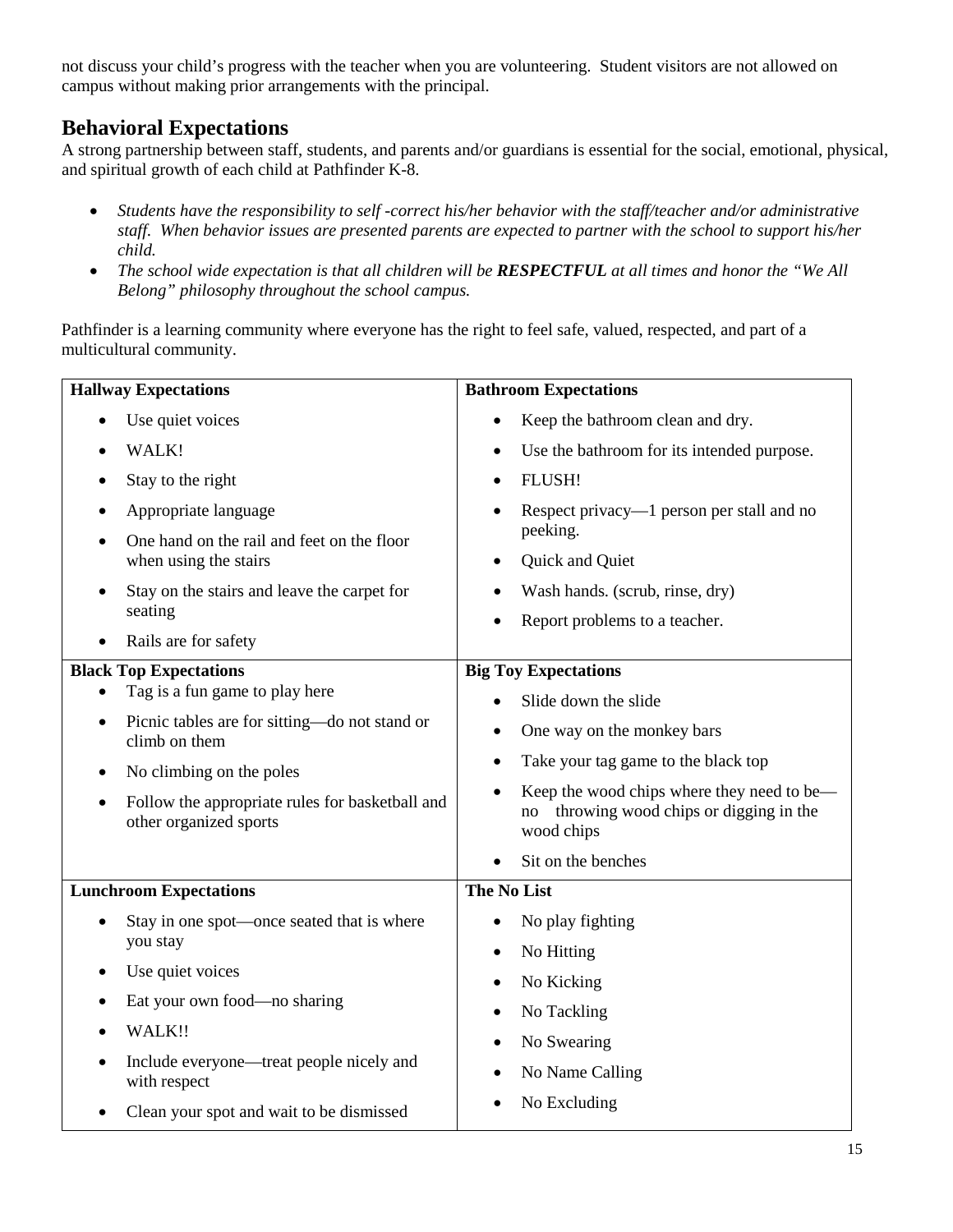not discuss your child's progress with the teacher when you are volunteering. Student visitors are not allowed on campus without making prior arrangements with the principal.

## Behavioral Expectations

A strong partnership between staff, students, and parents and/or guardians is essential for the social, emotional, physical, and spiritual growth of each child at Pathfinder K-8.

- *Students have the responsibility to self -correct his/her behavior with the staff/teacher and/or administrative staff. When behavior issues are presented parents are expected to partner with the school to support his/her child.*
- *The school wide expectation is that all children will be **RESPECTFUL** at all times and honor the "We All Belong" philosophy throughout the school campus.*

Pathfinder is a learning community where everyone has the right to feel safe, valued, respected, and part of a multicultural community.

| **Hallway Expectations** | **Bathroom Expectations** |
| --- | --- |
| • Use quiet voices<br>• WALK!<br>• Stay to the right<br>• Appropriate language<br>• One hand on the rail and feet on the floor when using the stairs<br>• Stay on the stairs and leave the carpet for seating<br>• Rails are for safety | • Keep the bathroom clean and dry.<br>• Use the bathroom for its intended purpose.<br>• FLUSH!<br>• Respect privacy—1 person per stall and no peeking.<br>• Quick and Quiet<br>• Wash hands. (scrub, rinse, dry)<br>• Report problems to a teacher. |
| **Black Top Expectations** | **Big Toy Expectations** |
| • Tag is a fun game to play here<br>• Picnic tables are for sitting—do not stand or climb on them<br>• No climbing on the poles<br>• Follow the appropriate rules for basketball and other organized sports | • Slide down the slide<br>• One way on the monkey bars<br>• Take your tag game to the black top<br>• Keep the wood chips where they need to be—no throwing wood chips or digging in the wood chips<br>• Sit on the benches |
| **Lunchroom Expectations** | **The No List** |
| • Stay in one spot—once seated that is where you stay<br>• Use quiet voices<br>• Eat your own food—no sharing<br>• WALK!!<br>• Include everyone—treat people nicely and with respect<br>• Clean your spot and wait to be dismissed | • No play fighting<br>• No Hitting<br>• No Kicking<br>• No Tackling<br>• No Swearing<br>• No Name Calling<br>• No Excluding |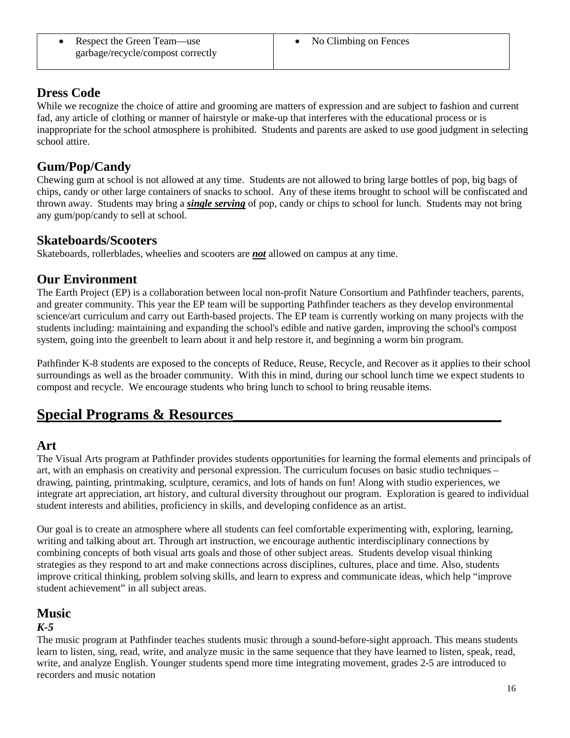| • Respect the Green Team—use garbage/recycle/compost correctly | • No Climbing on Fences |
| --- | --- |

## Dress Code

While we recognize the choice of attire and grooming are matters of expression and are subject to fashion and current fad, any article of clothing or manner of hairstyle or make-up that interferes with the educational process or is inappropriate for the school atmosphere is prohibited. Students and parents are asked to use good judgment in selecting school attire.

## Gum/Pop/Candy

Chewing gum at school is not allowed at any time. Students are not allowed to bring large bottles of pop, big bags of chips, candy or other large containers of snacks to school. Any of these items brought to school will be confiscated and thrown away. Students may bring a ***single serving*** of pop, candy or chips to school for lunch. Students may not bring any gum/pop/candy to sell at school.

## Skateboards/Scooters

Skateboards, rollerblades, wheelies and scooters are ***not*** allowed on campus at any time.

## Our Environment

The Earth Project (EP) is a collaboration between local non-profit Nature Consortium and Pathfinder teachers, parents, and greater community. This year the EP team will be supporting Pathfinder teachers as they develop environmental science/art curriculum and carry out Earth-based projects. The EP team is currently working on many projects with the students including: maintaining and expanding the school's edible and native garden, improving the school's compost system, going into the greenbelt to learn about it and help restore it, and beginning a worm bin program.

Pathfinder K-8 students are exposed to the concepts of Reduce, Reuse, Recycle, and Recover as it applies to their school surroundings as well as the broader community. With this in mind, during our school lunch time we expect students to compost and recycle. We encourage students who bring lunch to school to bring reusable items.

# Special Programs & Resources

## Art

The Visual Arts program at Pathfinder provides students opportunities for learning the formal elements and principals of art, with an emphasis on creativity and personal expression. The curriculum focuses on basic studio techniques – drawing, painting, printmaking, sculpture, ceramics, and lots of hands on fun! Along with studio experiences, we integrate art appreciation, art history, and cultural diversity throughout our program. Exploration is geared to individual student interests and abilities, proficiency in skills, and developing confidence as an artist.

Our goal is to create an atmosphere where all students can feel comfortable experimenting with, exploring, learning, writing and talking about art. Through art instruction, we encourage authentic interdisciplinary connections by combining concepts of both visual arts goals and those of other subject areas. Students develop visual thinking strategies as they respond to art and make connections across disciplines, cultures, place and time. Also, students improve critical thinking, problem solving skills, and learn to express and communicate ideas, which help "improve student achievement" in all subject areas.

## Music

### *K-5*

The music program at Pathfinder teaches students music through a sound-before-sight approach. This means students learn to listen, sing, read, write, and analyze music in the same sequence that they have learned to listen, speak, read, write, and analyze English. Younger students spend more time integrating movement, grades 2-5 are introduced to recorders and music notation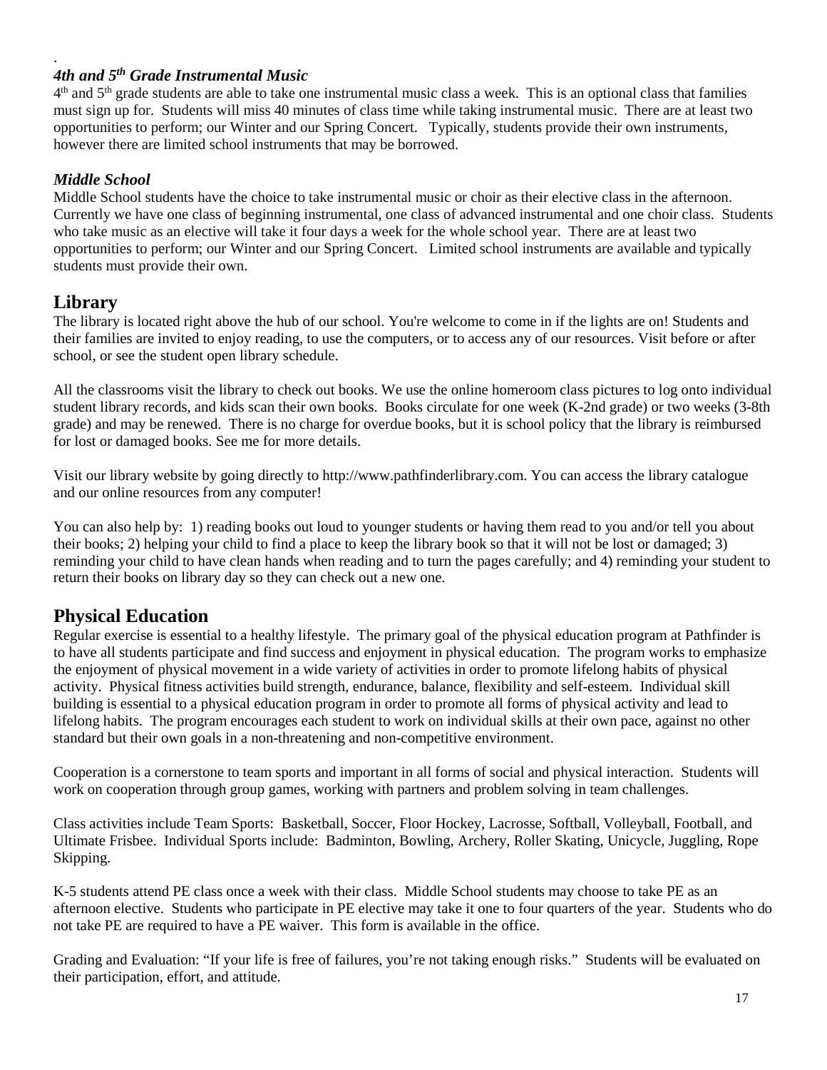### *4th and 5th Grade Instrumental Music*

4th and 5th grade students are able to take one instrumental music class a week. This is an optional class that families must sign up for. Students will miss 40 minutes of class time while taking instrumental music. There are at least two opportunities to perform; our Winter and our Spring Concert. Typically, students provide their own instruments, however there are limited school instruments that may be borrowed.

### *Middle School*

Middle School students have the choice to take instrumental music or choir as their elective class in the afternoon. Currently we have one class of beginning instrumental, one class of advanced instrumental and one choir class. Students who take music as an elective will take it four days a week for the whole school year. There are at least two opportunities to perform; our Winter and our Spring Concert. Limited school instruments are available and typically students must provide their own.

## Library

The library is located right above the hub of our school. You're welcome to come in if the lights are on! Students and their families are invited to enjoy reading, to use the computers, or to access any of our resources. Visit before or after school, or see the student open library schedule.

All the classrooms visit the library to check out books. We use the online homeroom class pictures to log onto individual student library records, and kids scan their own books. Books circulate for one week (K-2nd grade) or two weeks (3-8th grade) and may be renewed. There is no charge for overdue books, but it is school policy that the library is reimbursed for lost or damaged books. See me for more details.

Visit our library website by going directly to http://www.pathfinderlibrary.com. You can access the library catalogue and our online resources from any computer!

You can also help by: 1) reading books out loud to younger students or having them read to you and/or tell you about their books; 2) helping your child to find a place to keep the library book so that it will not be lost or damaged; 3) reminding your child to have clean hands when reading and to turn the pages carefully; and 4) reminding your student to return their books on library day so they can check out a new one.

## Physical Education

Regular exercise is essential to a healthy lifestyle. The primary goal of the physical education program at Pathfinder is to have all students participate and find success and enjoyment in physical education. The program works to emphasize the enjoyment of physical movement in a wide variety of activities in order to promote lifelong habits of physical activity. Physical fitness activities build strength, endurance, balance, flexibility and self-esteem. Individual skill building is essential to a physical education program in order to promote all forms of physical activity and lead to lifelong habits. The program encourages each student to work on individual skills at their own pace, against no other standard but their own goals in a non-threatening and non-competitive environment.

Cooperation is a cornerstone to team sports and important in all forms of social and physical interaction. Students will work on cooperation through group games, working with partners and problem solving in team challenges.

Class activities include Team Sports: Basketball, Soccer, Floor Hockey, Lacrosse, Softball, Volleyball, Football, and Ultimate Frisbee. Individual Sports include: Badminton, Bowling, Archery, Roller Skating, Unicycle, Juggling, Rope Skipping.

K-5 students attend PE class once a week with their class. Middle School students may choose to take PE as an afternoon elective. Students who participate in PE elective may take it one to four quarters of the year. Students who do not take PE are required to have a PE waiver. This form is available in the office.

Grading and Evaluation: "If your life is free of failures, you're not taking enough risks." Students will be evaluated on their participation, effort, and attitude.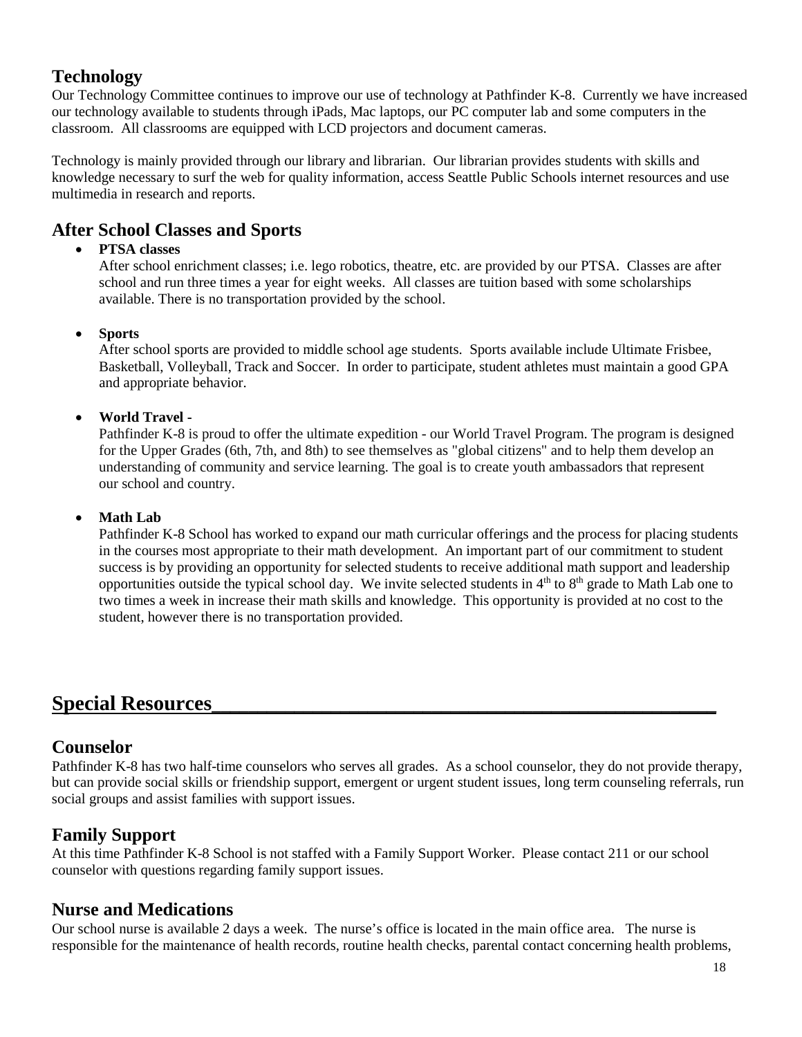## Technology

Our Technology Committee continues to improve our use of technology at Pathfinder K-8. Currently we have increased our technology available to students through iPads, Mac laptops, our PC computer lab and some computers in the classroom. All classrooms are equipped with LCD projectors and document cameras.

Technology is mainly provided through our library and librarian. Our librarian provides students with skills and knowledge necessary to surf the web for quality information, access Seattle Public Schools internet resources and use multimedia in research and reports.

## After School Classes and Sports

- **PTSA classes**
  After school enrichment classes; i.e. lego robotics, theatre, etc. are provided by our PTSA. Classes are after school and run three times a year for eight weeks. All classes are tuition based with some scholarships available. There is no transportation provided by the school.

- **Sports**
  After school sports are provided to middle school age students. Sports available include Ultimate Frisbee, Basketball, Volleyball, Track and Soccer. In order to participate, student athletes must maintain a good GPA and appropriate behavior.

- **World Travel -**
  Pathfinder K-8 is proud to offer the ultimate expedition - our World Travel Program. The program is designed for the Upper Grades (6th, 7th, and 8th) to see themselves as "global citizens" and to help them develop an understanding of community and service learning. The goal is to create youth ambassadors that represent our school and country.

- **Math Lab**
  Pathfinder K-8 School has worked to expand our math curricular offerings and the process for placing students in the courses most appropriate to their math development. An important part of our commitment to student success is by providing an opportunity for selected students to receive additional math support and leadership opportunities outside the typical school day. We invite selected students in 4th to 8th grade to Math Lab one to two times a week in increase their math skills and knowledge. This opportunity is provided at no cost to the student, however there is no transportation provided.

# Special Resources

## Counselor

Pathfinder K-8 has two half-time counselors who serves all grades. As a school counselor, they do not provide therapy, but can provide social skills or friendship support, emergent or urgent student issues, long term counseling referrals, run social groups and assist families with support issues.

## Family Support

At this time Pathfinder K-8 School is not staffed with a Family Support Worker. Please contact 211 or our school counselor with questions regarding family support issues.

## Nurse and Medications

Our school nurse is available 2 days a week. The nurse's office is located in the main office area. The nurse is responsible for the maintenance of health records, routine health checks, parental contact concerning health problems,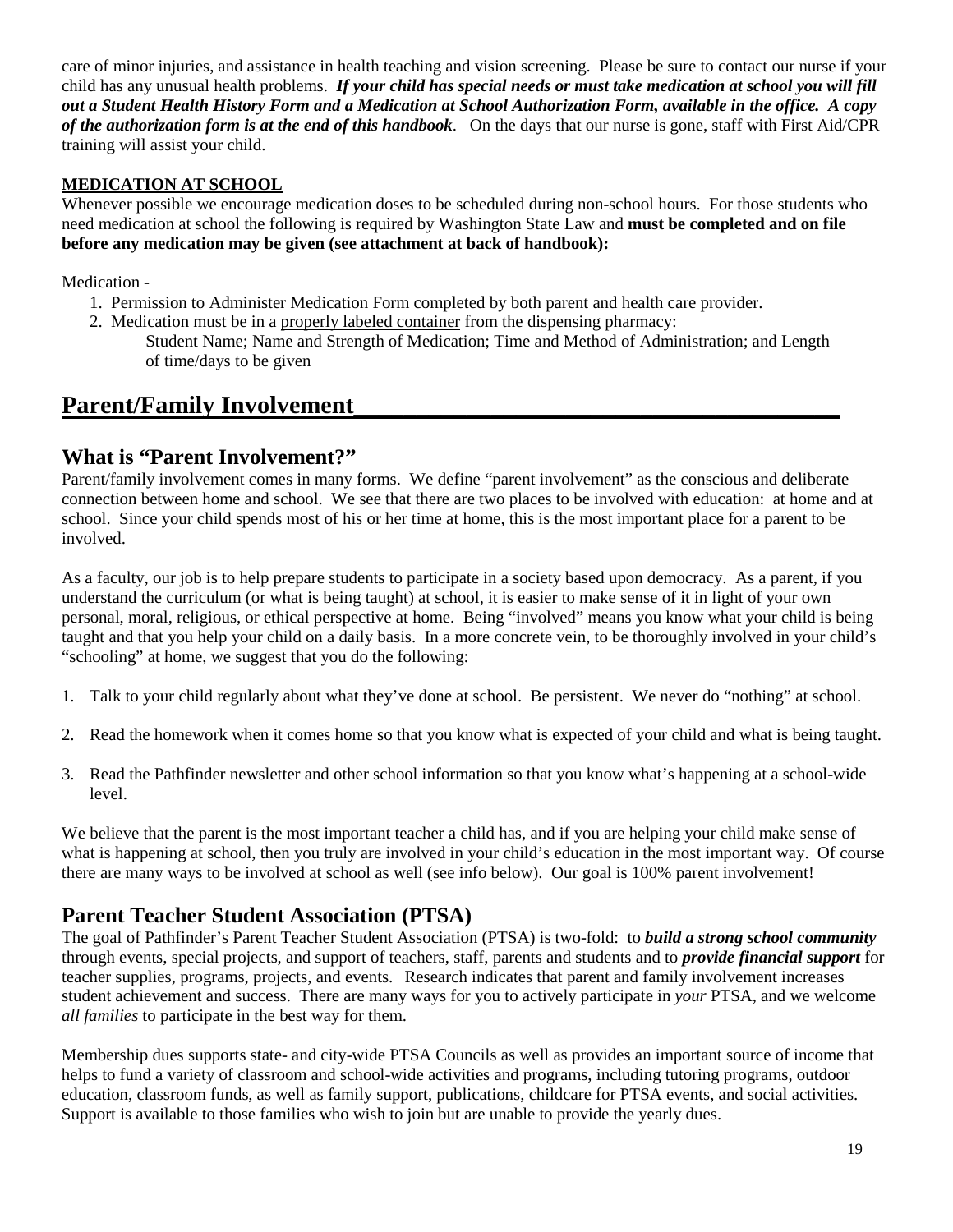care of minor injuries, and assistance in health teaching and vision screening. Please be sure to contact our nurse if your child has any unusual health problems. ***If your child has special needs or must take medication at school you will fill out a Student Health History Form and a Medication at School Authorization Form, available in the office. A copy of the authorization form is at the end of this handbook***. On the days that our nurse is gone, staff with First Aid/CPR training will assist your child.

**MEDICATION AT SCHOOL**

Whenever possible we encourage medication doses to be scheduled during non-school hours. For those students who need medication at school the following is required by Washington State Law and **must be completed and on file before any medication may be given (see attachment at back of handbook):**

Medication -

1. Permission to Administer Medication Form completed by both parent and health care provider.
2. Medication must be in a properly labeled container from the dispensing pharmacy:
   Student Name; Name and Strength of Medication; Time and Method of Administration; and Length of time/days to be given

# Parent/Family Involvement

## What is "Parent Involvement?"

Parent/family involvement comes in many forms. We define "parent involvement" as the conscious and deliberate connection between home and school. We see that there are two places to be involved with education: at home and at school. Since your child spends most of his or her time at home, this is the most important place for a parent to be involved.

As a faculty, our job is to help prepare students to participate in a society based upon democracy. As a parent, if you understand the curriculum (or what is being taught) at school, it is easier to make sense of it in light of your own personal, moral, religious, or ethical perspective at home. Being "involved" means you know what your child is being taught and that you help your child on a daily basis. In a more concrete vein, to be thoroughly involved in your child's "schooling" at home, we suggest that you do the following:

1. Talk to your child regularly about what they've done at school. Be persistent. We never do "nothing" at school.

2. Read the homework when it comes home so that you know what is expected of your child and what is being taught.

3. Read the Pathfinder newsletter and other school information so that you know what's happening at a school-wide level.

We believe that the parent is the most important teacher a child has, and if you are helping your child make sense of what is happening at school, then you truly are involved in your child's education in the most important way. Of course there are many ways to be involved at school as well (see info below). Our goal is 100% parent involvement!

## Parent Teacher Student Association (PTSA)

The goal of Pathfinder's Parent Teacher Student Association (PTSA) is two-fold: to ***build a strong school community*** through events, special projects, and support of teachers, staff, parents and students and to ***provide financial support*** for teacher supplies, programs, projects, and events. Research indicates that parent and family involvement increases student achievement and success. There are many ways for you to actively participate in *your* PTSA, and we welcome *all families* to participate in the best way for them.

Membership dues supports state- and city-wide PTSA Councils as well as provides an important source of income that helps to fund a variety of classroom and school-wide activities and programs, including tutoring programs, outdoor education, classroom funds, as well as family support, publications, childcare for PTSA events, and social activities. Support is available to those families who wish to join but are unable to provide the yearly dues.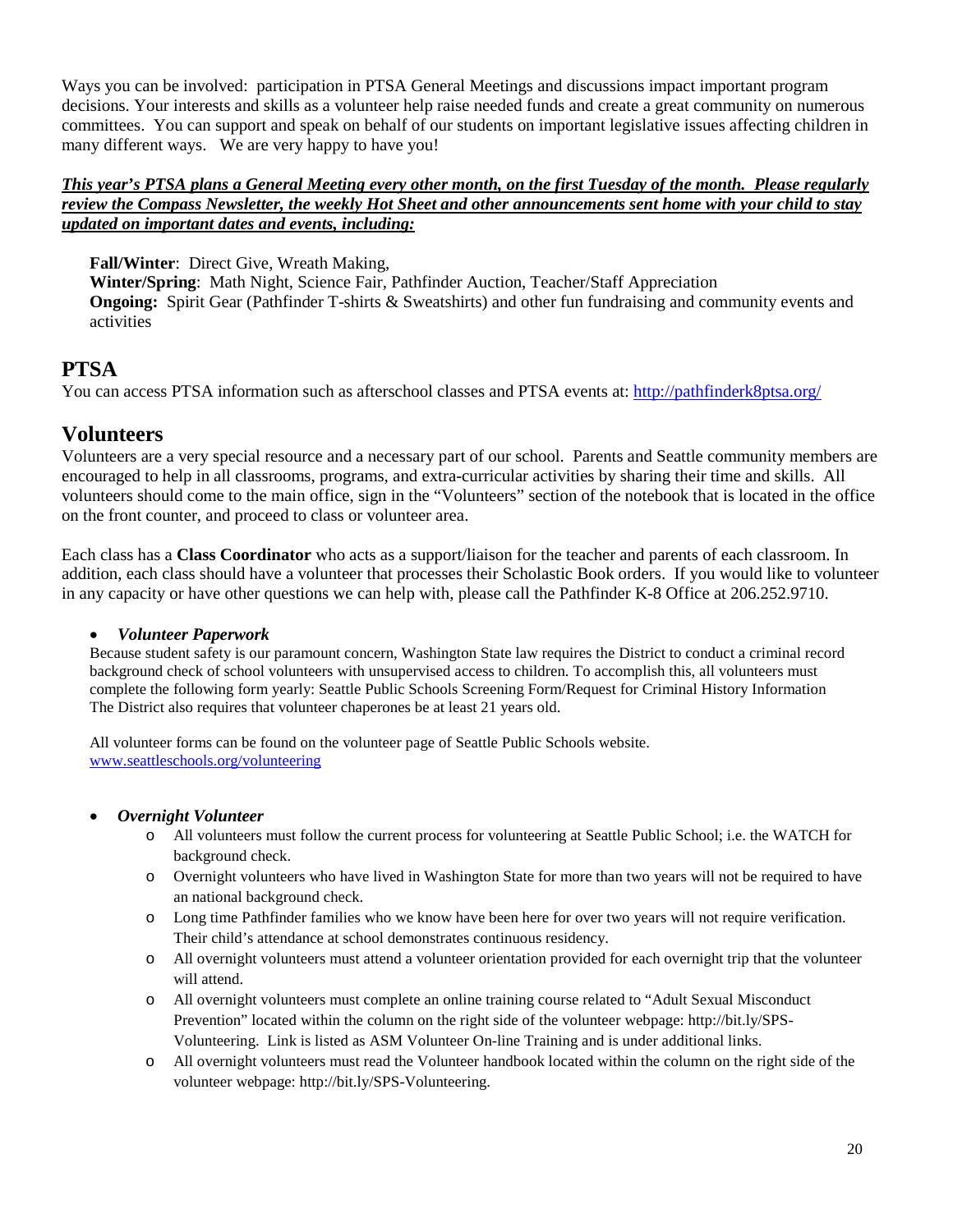Ways you can be involved: participation in PTSA General Meetings and discussions impact important program decisions. Your interests and skills as a volunteer help raise needed funds and create a great community on numerous committees. You can support and speak on behalf of our students on important legislative issues affecting children in many different ways. We are very happy to have you!

***This year's PTSA plans a General Meeting every other month, on the first Tuesday of the month. Please regularly review the Compass Newsletter, the weekly Hot Sheet and other announcements sent home with your child to stay updated on important dates and events, including:***

**Fall/Winter**: Direct Give, Wreath Making,
**Winter/Spring**: Math Night, Science Fair, Pathfinder Auction, Teacher/Staff Appreciation
**Ongoing:** Spirit Gear (Pathfinder T-shirts & Sweatshirts) and other fun fundraising and community events and activities

## PTSA

You can access PTSA information such as afterschool classes and PTSA events at: http://pathfinderk8ptsa.org/

## Volunteers

Volunteers are a very special resource and a necessary part of our school. Parents and Seattle community members are encouraged to help in all classrooms, programs, and extra-curricular activities by sharing their time and skills. All volunteers should come to the main office, sign in the "Volunteers" section of the notebook that is located in the office on the front counter, and proceed to class or volunteer area.

Each class has a **Class Coordinator** who acts as a support/liaison for the teacher and parents of each classroom. In addition, each class should have a volunteer that processes their Scholastic Book orders. If you would like to volunteer in any capacity or have other questions we can help with, please call the Pathfinder K-8 Office at 206.252.9710.

- ***Volunteer Paperwork***

  Because student safety is our paramount concern, Washington State law requires the District to conduct a criminal record background check of school volunteers with unsupervised access to children. To accomplish this, all volunteers must complete the following form yearly: Seattle Public Schools Screening Form/Request for Criminal History Information
  The District also requires that volunteer chaperones be at least 21 years old.

  All volunteer forms can be found on the volunteer page of Seattle Public Schools website.
  www.seattleschools.org/volunteering

- ***Overnight Volunteer***
  - All volunteers must follow the current process for volunteering at Seattle Public School; i.e. the WATCH for background check.
  - Overnight volunteers who have lived in Washington State for more than two years will not be required to have an national background check.
  - Long time Pathfinder families who we know have been here for over two years will not require verification. Their child's attendance at school demonstrates continuous residency.
  - All overnight volunteers must attend a volunteer orientation provided for each overnight trip that the volunteer will attend.
  - All overnight volunteers must complete an online training course related to "Adult Sexual Misconduct Prevention" located within the column on the right side of the volunteer webpage: http://bit.ly/SPS-Volunteering. Link is listed as ASM Volunteer On-line Training and is under additional links.
  - All overnight volunteers must read the Volunteer handbook located within the column on the right side of the volunteer webpage: http://bit.ly/SPS-Volunteering.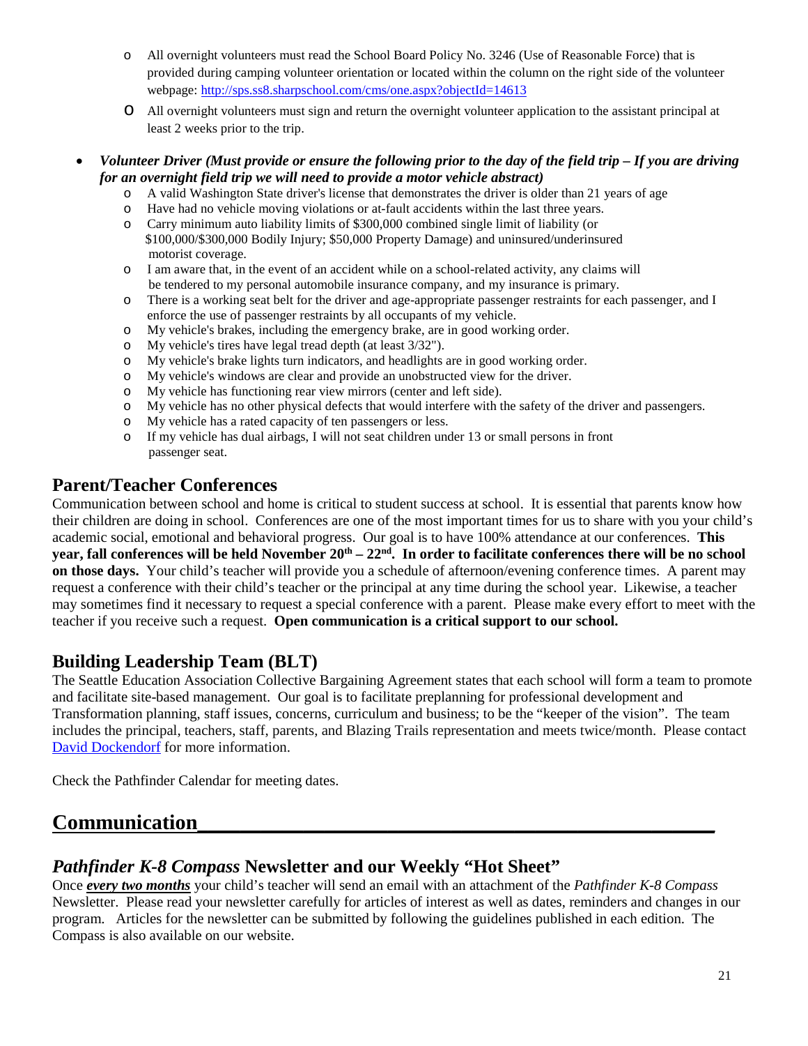- All overnight volunteers must read the School Board Policy No. 3246 (Use of Reasonable Force) that is provided during camping volunteer orientation or located within the column on the right side of the volunteer webpage: [http://sps.ss8.sharpschool.com/cms/one.aspx?objectId=14613](http://sps.ss8.sharpschool.com/cms/one.aspx?objectId=14613)
- All overnight volunteers must sign and return the overnight volunteer application to the assistant principal at least 2 weeks prior to the trip.

- ***Volunteer Driver (Must provide or ensure the following prior to the day of the field trip – If you are driving for an overnight field trip we will need to provide a motor vehicle abstract)***
  - A valid Washington State driver's license that demonstrates the driver is older than 21 years of age
  - Have had no vehicle moving violations or at-fault accidents within the last three years.
  - Carry minimum auto liability limits of $300,000 combined single limit of liability (or $100,000/$300,000 Bodily Injury; $50,000 Property Damage) and uninsured/underinsured motorist coverage.
  - I am aware that, in the event of an accident while on a school-related activity, any claims will be tendered to my personal automobile insurance company, and my insurance is primary.
  - There is a working seat belt for the driver and age-appropriate passenger restraints for each passenger, and I enforce the use of passenger restraints by all occupants of my vehicle.
  - My vehicle's brakes, including the emergency brake, are in good working order.
  - My vehicle's tires have legal tread depth (at least 3/32").
  - My vehicle's brake lights turn indicators, and headlights are in good working order.
  - My vehicle's windows are clear and provide an unobstructed view for the driver.
  - My vehicle has functioning rear view mirrors (center and left side).
  - My vehicle has no other physical defects that would interfere with the safety of the driver and passengers.
  - My vehicle has a rated capacity of ten passengers or less.
  - If my vehicle has dual airbags, I will not seat children under 13 or small persons in front passenger seat.

## Parent/Teacher Conferences

Communication between school and home is critical to student success at school. It is essential that parents know how their children are doing in school. Conferences are one of the most important times for us to share with you your child's academic social, emotional and behavioral progress. Our goal is to have 100% attendance at our conferences. **This year, fall conferences will be held November 20th – 22nd. In order to facilitate conferences there will be no school on those days.** Your child's teacher will provide you a schedule of afternoon/evening conference times. A parent may request a conference with their child's teacher or the principal at any time during the school year. Likewise, a teacher may sometimes find it necessary to request a special conference with a parent. Please make every effort to meet with the teacher if you receive such a request. **Open communication is a critical support to our school.**

## Building Leadership Team (BLT)

The Seattle Education Association Collective Bargaining Agreement states that each school will form a team to promote and facilitate site-based management. Our goal is to facilitate preplanning for professional development and Transformation planning, staff issues, concerns, curriculum and business; to be the "keeper of the vision". The team includes the principal, teachers, staff, parents, and Blazing Trails representation and meets twice/month. Please contact David Dockendorf for more information.

Check the Pathfinder Calendar for meeting dates.

# Communication

## *Pathfinder K-8 Compass* Newsletter and our Weekly "Hot Sheet"

Once ***every two months*** your child's teacher will send an email with an attachment of the *Pathfinder K-8 Compass* Newsletter. Please read your newsletter carefully for articles of interest as well as dates, reminders and changes in our program. Articles for the newsletter can be submitted by following the guidelines published in each edition. The Compass is also available on our website.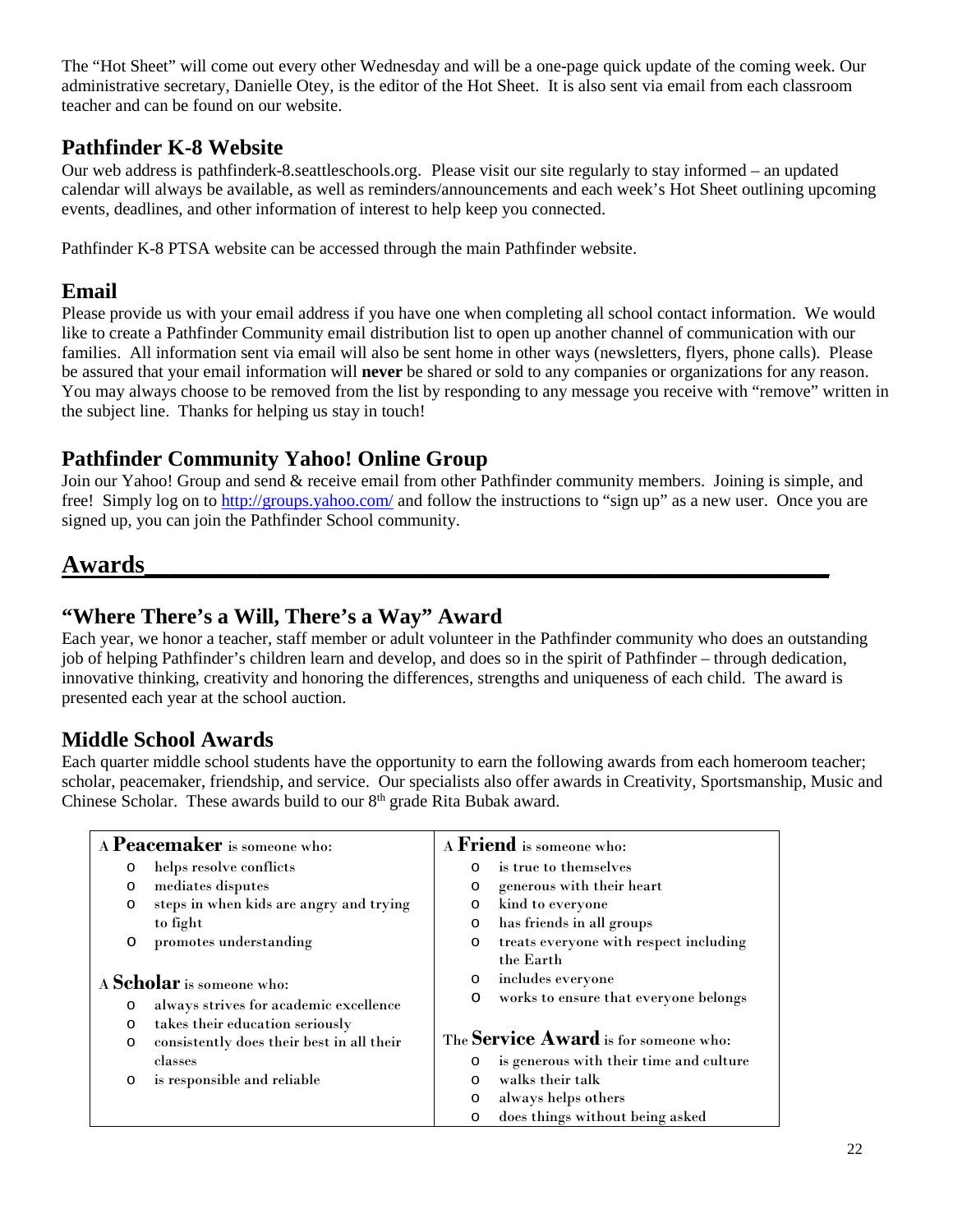The "Hot Sheet" will come out every other Wednesday and will be a one-page quick update of the coming week. Our administrative secretary, Danielle Otey, is the editor of the Hot Sheet. It is also sent via email from each classroom teacher and can be found on our website.

## Pathfinder K-8 Website

Our web address is pathfinderk-8.seattleschools.org. Please visit our site regularly to stay informed – an updated calendar will always be available, as well as reminders/announcements and each week's Hot Sheet outlining upcoming events, deadlines, and other information of interest to help keep you connected.

Pathfinder K-8 PTSA website can be accessed through the main Pathfinder website.

## Email

Please provide us with your email address if you have one when completing all school contact information. We would like to create a Pathfinder Community email distribution list to open up another channel of communication with our families. All information sent via email will also be sent home in other ways (newsletters, flyers, phone calls). Please be assured that your email information will **never** be shared or sold to any companies or organizations for any reason. You may always choose to be removed from the list by responding to any message you receive with "remove" written in the subject line. Thanks for helping us stay in touch!

## Pathfinder Community Yahoo! Online Group

Join our Yahoo! Group and send & receive email from other Pathfinder community members. Joining is simple, and free! Simply log on to http://groups.yahoo.com/ and follow the instructions to "sign up" as a new user. Once you are signed up, you can join the Pathfinder School community.

# Awards

## "Where There's a Will, There's a Way" Award

Each year, we honor a teacher, staff member or adult volunteer in the Pathfinder community who does an outstanding job of helping Pathfinder's children learn and develop, and does so in the spirit of Pathfinder – through dedication, innovative thinking, creativity and honoring the differences, strengths and uniqueness of each child. The award is presented each year at the school auction.

## Middle School Awards

Each quarter middle school students have the opportunity to earn the following awards from each homeroom teacher; scholar, peacemaker, friendship, and service. Our specialists also offer awards in Creativity, Sportsmanship, Music and Chinese Scholar. These awards build to our 8th grade Rita Bubak award.

A **Peacemaker** is someone who:

- helps resolve conflicts
- mediates disputes
- steps in when kids are angry and trying to fight
- promotes understanding

A **Scholar** is someone who:

- always strives for academic excellence
- takes their education seriously
- consistently does their best in all their classes
- is responsible and reliable

A **Friend** is someone who:

- is true to themselves
- generous with their heart
- kind to everyone
- has friends in all groups
- treats everyone with respect including the Earth
- includes everyone
- works to ensure that everyone belongs

The **Service Award** is for someone who:

- is generous with their time and culture
- walks their talk
- always helps others
- does things without being asked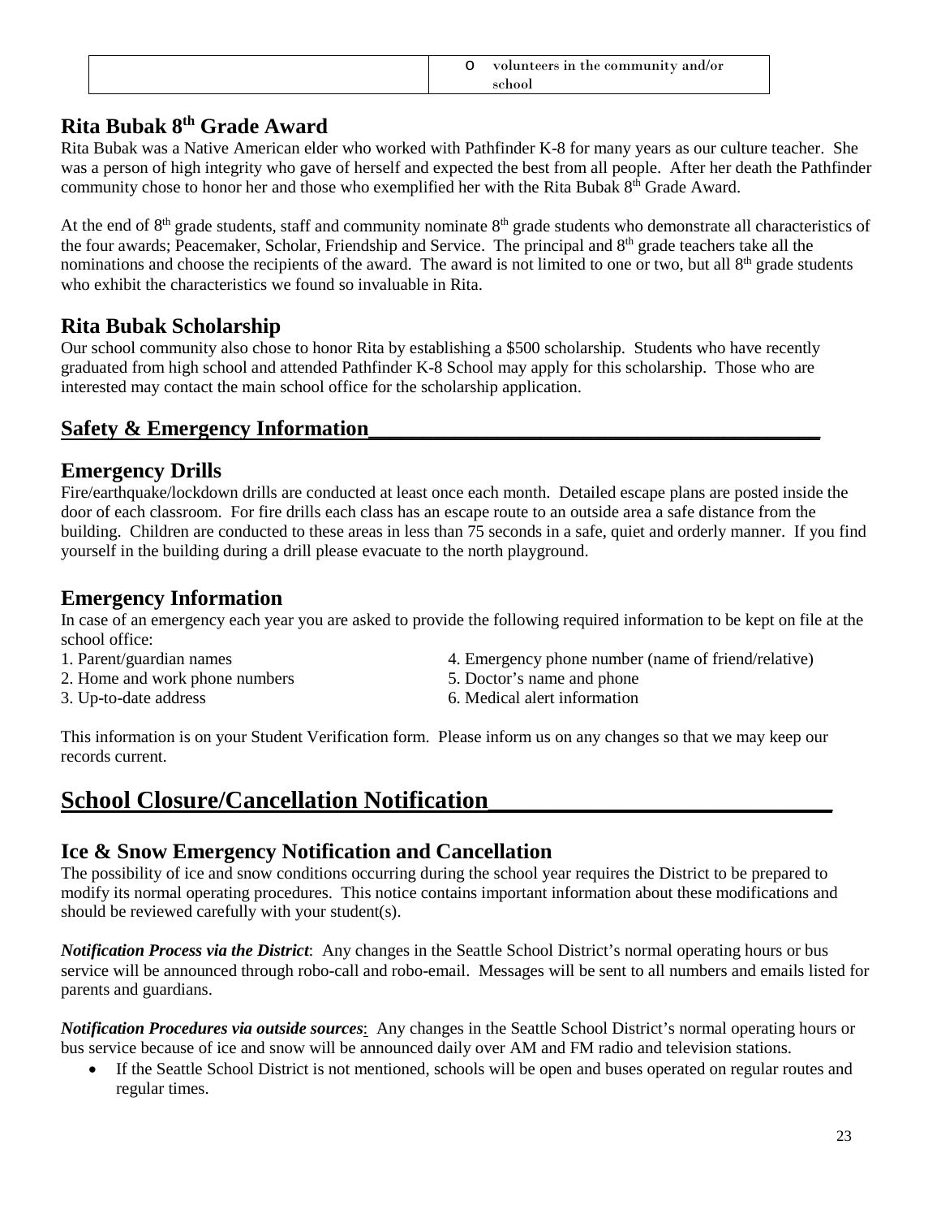| | o volunteers in the community and/or school |
|---|---|

## Rita Bubak 8th Grade Award

Rita Bubak was a Native American elder who worked with Pathfinder K-8 for many years as our culture teacher. She was a person of high integrity who gave of herself and expected the best from all people. After her death the Pathfinder community chose to honor her and those who exemplified her with the Rita Bubak 8th Grade Award.

At the end of 8th grade students, staff and community nominate 8th grade students who demonstrate all characteristics of the four awards; Peacemaker, Scholar, Friendship and Service. The principal and 8th grade teachers take all the nominations and choose the recipients of the award. The award is not limited to one or two, but all 8th grade students who exhibit the characteristics we found so invaluable in Rita.

## Rita Bubak Scholarship

Our school community also chose to honor Rita by establishing a $500 scholarship. Students who have recently graduated from high school and attended Pathfinder K-8 School may apply for this scholarship. Those who are interested may contact the main school office for the scholarship application.

## Safety & Emergency Information

## Emergency Drills

Fire/earthquake/lockdown drills are conducted at least once each month. Detailed escape plans are posted inside the door of each classroom. For fire drills each class has an escape route to an outside area a safe distance from the building. Children are conducted to these areas in less than 75 seconds in a safe, quiet and orderly manner. If you find yourself in the building during a drill please evacuate to the north playground.

## Emergency Information

In case of an emergency each year you are asked to provide the following required information to be kept on file at the school office:

1. Parent/guardian names
2. Home and work phone numbers
3. Up-to-date address
4. Emergency phone number (name of friend/relative)
5. Doctor's name and phone
6. Medical alert information

This information is on your Student Verification form. Please inform us on any changes so that we may keep our records current.

# School Closure/Cancellation Notification

## Ice & Snow Emergency Notification and Cancellation

The possibility of ice and snow conditions occurring during the school year requires the District to be prepared to modify its normal operating procedures. This notice contains important information about these modifications and should be reviewed carefully with your student(s).

***Notification Process via the District***: Any changes in the Seattle School District's normal operating hours or bus service will be announced through robo-call and robo-email. Messages will be sent to all numbers and emails listed for parents and guardians.

***Notification Procedures via outside sources***: Any changes in the Seattle School District's normal operating hours or bus service because of ice and snow will be announced daily over AM and FM radio and television stations.

- If the Seattle School District is not mentioned, schools will be open and buses operated on regular routes and regular times.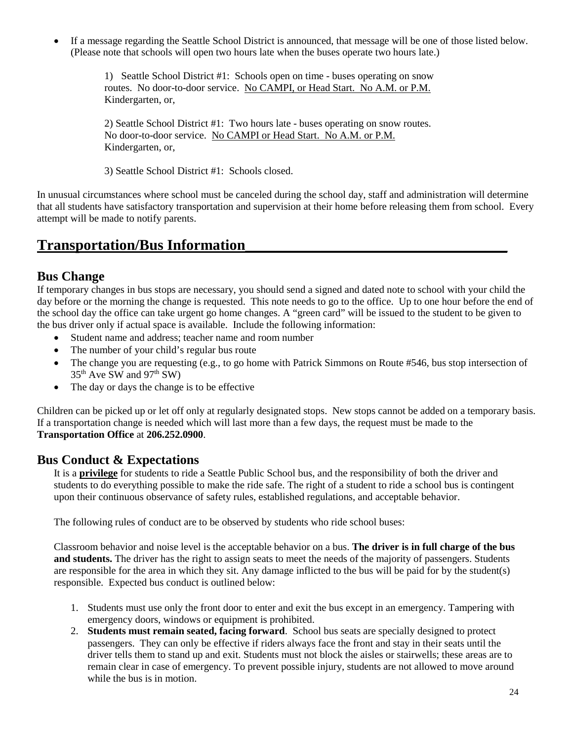- If a message regarding the Seattle School District is announced, that message will be one of those listed below. (Please note that schools will open two hours late when the buses operate two hours late.)

  1) Seattle School District #1: Schools open on time - buses operating on snow routes. No door-to-door service. No CAMPI, or Head Start. No A.M. or P.M. Kindergarten, or,

  2) Seattle School District #1: Two hours late - buses operating on snow routes. No door-to-door service. No CAMPI or Head Start. No A.M. or P.M. Kindergarten, or,

  3) Seattle School District #1: Schools closed.

In unusual circumstances where school must be canceled during the school day, staff and administration will determine that all students have satisfactory transportation and supervision at their home before releasing them from school. Every attempt will be made to notify parents.

# Transportation/Bus Information

## Bus Change

If temporary changes in bus stops are necessary, you should send a signed and dated note to school with your child the day before or the morning the change is requested. This note needs to go to the office. Up to one hour before the end of the school day the office can take urgent go home changes. A "green card" will be issued to the student to be given to the bus driver only if actual space is available. Include the following information:

- Student name and address; teacher name and room number
- The number of your child's regular bus route
- The change you are requesting (e.g., to go home with Patrick Simmons on Route #546, bus stop intersection of 35th Ave SW and 97th SW)
- The day or days the change is to be effective

Children can be picked up or let off only at regularly designated stops. New stops cannot be added on a temporary basis. If a transportation change is needed which will last more than a few days, the request must be made to the **Transportation Office** at **206.252.0900**.

## Bus Conduct & Expectations

It is a **privilege** for students to ride a Seattle Public School bus, and the responsibility of both the driver and students to do everything possible to make the ride safe. The right of a student to ride a school bus is contingent upon their continuous observance of safety rules, established regulations, and acceptable behavior.

The following rules of conduct are to be observed by students who ride school buses:

Classroom behavior and noise level is the acceptable behavior on a bus. **The driver is in full charge of the bus and students.** The driver has the right to assign seats to meet the needs of the majority of passengers. Students are responsible for the area in which they sit. Any damage inflicted to the bus will be paid for by the student(s) responsible. Expected bus conduct is outlined below:

1. Students must use only the front door to enter and exit the bus except in an emergency. Tampering with emergency doors, windows or equipment is prohibited.
2. **Students must remain seated, facing forward**. School bus seats are specially designed to protect passengers. They can only be effective if riders always face the front and stay in their seats until the driver tells them to stand up and exit. Students must not block the aisles or stairwells; these areas are to remain clear in case of emergency. To prevent possible injury, students are not allowed to move around while the bus is in motion.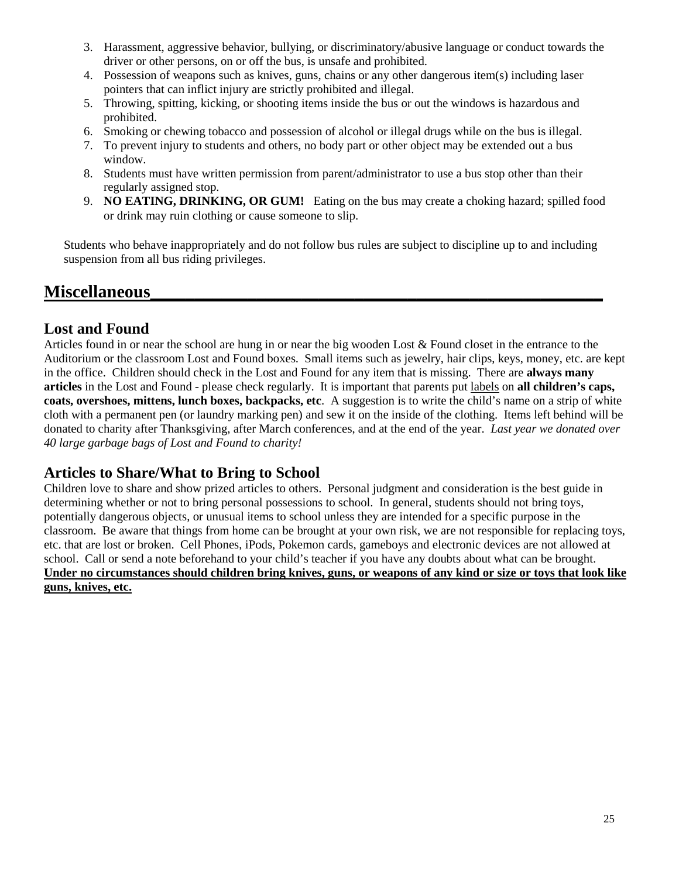3. Harassment, aggressive behavior, bullying, or discriminatory/abusive language or conduct towards the driver or other persons, on or off the bus, is unsafe and prohibited.
4. Possession of weapons such as knives, guns, chains or any other dangerous item(s) including laser pointers that can inflict injury are strictly prohibited and illegal.
5. Throwing, spitting, kicking, or shooting items inside the bus or out the windows is hazardous and prohibited.
6. Smoking or chewing tobacco and possession of alcohol or illegal drugs while on the bus is illegal.
7. To prevent injury to students and others, no body part or other object may be extended out a bus window.
8. Students must have written permission from parent/administrator to use a bus stop other than their regularly assigned stop.
9. **NO EATING, DRINKING, OR GUM!** Eating on the bus may create a choking hazard; spilled food or drink may ruin clothing or cause someone to slip.

Students who behave inappropriately and do not follow bus rules are subject to discipline up to and including suspension from all bus riding privileges.

# Miscellaneous

## Lost and Found

Articles found in or near the school are hung in or near the big wooden Lost & Found closet in the entrance to the Auditorium or the classroom Lost and Found boxes. Small items such as jewelry, hair clips, keys, money, etc. are kept in the office. Children should check in the Lost and Found for any item that is missing. There are **always many articles** in the Lost and Found - please check regularly. It is important that parents put labels on **all children's caps, coats, overshoes, mittens, lunch boxes, backpacks, etc**. A suggestion is to write the child's name on a strip of white cloth with a permanent pen (or laundry marking pen) and sew it on the inside of the clothing. Items left behind will be donated to charity after Thanksgiving, after March conferences, and at the end of the year. *Last year we donated over 40 large garbage bags of Lost and Found to charity!*

## Articles to Share/What to Bring to School

Children love to share and show prized articles to others. Personal judgment and consideration is the best guide in determining whether or not to bring personal possessions to school. In general, students should not bring toys, potentially dangerous objects, or unusual items to school unless they are intended for a specific purpose in the classroom. Be aware that things from home can be brought at your own risk, we are not responsible for replacing toys, etc. that are lost or broken. Cell Phones, iPods, Pokemon cards, gameboys and electronic devices are not allowed at school. Call or send a note beforehand to your child's teacher if you have any doubts about what can be brought. **Under no circumstances should children bring knives, guns, or weapons of any kind or size or toys that look like guns, knives, etc.**